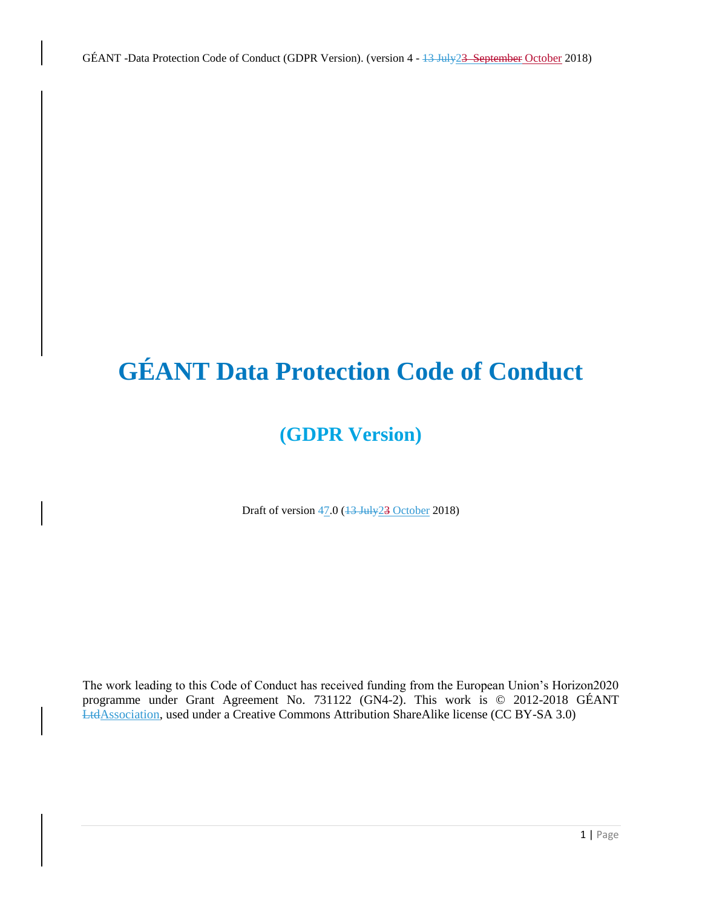# GÉANT Data Protection Code of Conduct

## (GDPR Version)

Draft of version ~~4~~7.0 (~~13 July~~2~~3~~ October 2018)

The work leading to this Code of Conduct has received funding from the European Union's Horizon2020 programme under Grant Agreement No. 731122 (GN4-2). This work is © 2012-2018 GÉANT ~~Ltd~~Association, used under a Creative Commons Attribution ShareAlike license (CC BY-SA 3.0)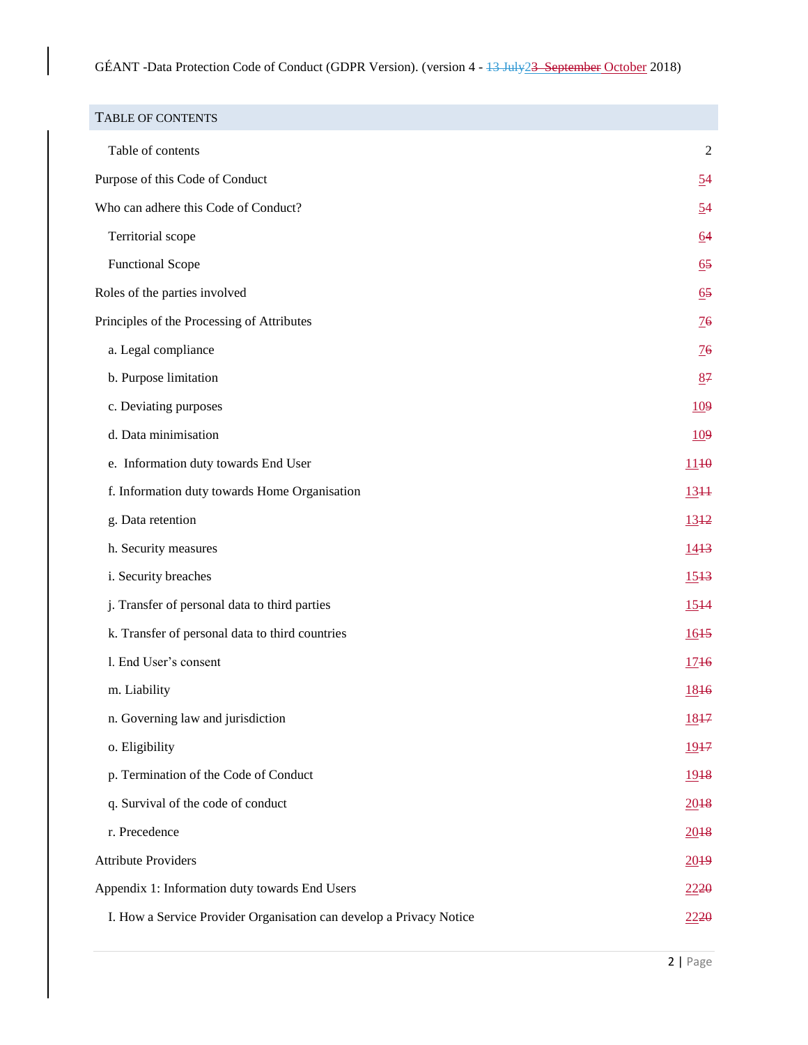## Table of contents

| | |
|---|---|
| Table of contents | 2 |
| Purpose of this Code of Conduct | 5 |
| Who can adhere this Code of Conduct? | 5 |
| Territorial scope | 6 |
| Functional Scope | 6 |
| Roles of the parties involved | 6 |
| Principles of the Processing of Attributes | 7 |
| a. Legal compliance | 7 |
| b. Purpose limitation | 8 |
| c. Deviating purposes | 10 |
| d. Data minimisation | 10 |
| e. Information duty towards End User | 11 |
| f. Information duty towards Home Organisation | 13 |
| g. Data retention | 13 |
| h. Security measures | 14 |
| i. Security breaches | 15 |
| j. Transfer of personal data to third parties | 15 |
| k. Transfer of personal data to third countries | 16 |
| l. End User's consent | 17 |
| m. Liability | 18 |
| n. Governing law and jurisdiction | 18 |
| o. Eligibility | 19 |
| p. Termination of the Code of Conduct | 19 |
| q. Survival of the code of conduct | 20 |
| r. Precedence | 20 |
| Attribute Providers | 20 |
| Appendix 1: Information duty towards End Users | 22 |
| I. How a Service Provider Organisation can develop a Privacy Notice | 22 |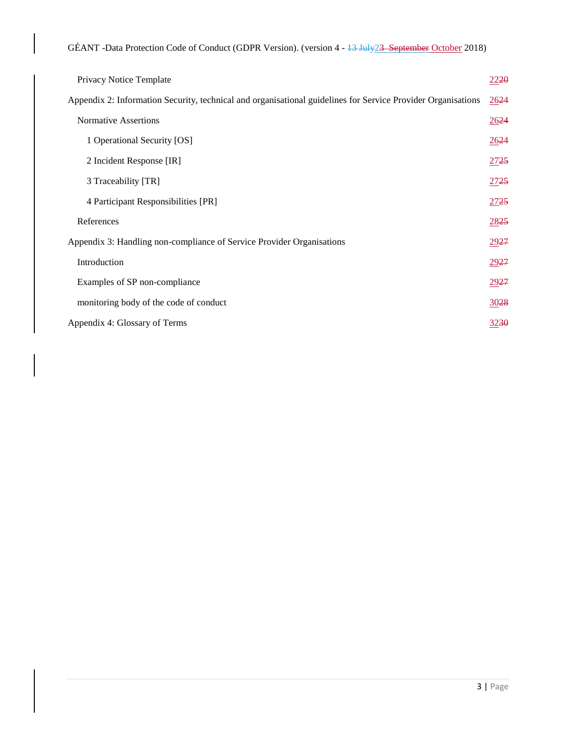| | |
|---|---|
| Privacy Notice Template | 2220 |
| Appendix 2: Information Security, technical and organisational guidelines for Service Provider Organisations | 2624 |
| Normative Assertions | 2624 |
| 1 Operational Security [OS] | 2624 |
| 2 Incident Response [IR] | 2725 |
| 3 Traceability [TR] | 2725 |
| 4 Participant Responsibilities [PR] | 2725 |
| References | 2825 |
| Appendix 3: Handling non-compliance of Service Provider Organisations | 2927 |
| Introduction | 2927 |
| Examples of SP non-compliance | 2927 |
| monitoring body of the code of conduct | 3028 |
| Appendix 4: Glossary of Terms | 3230 |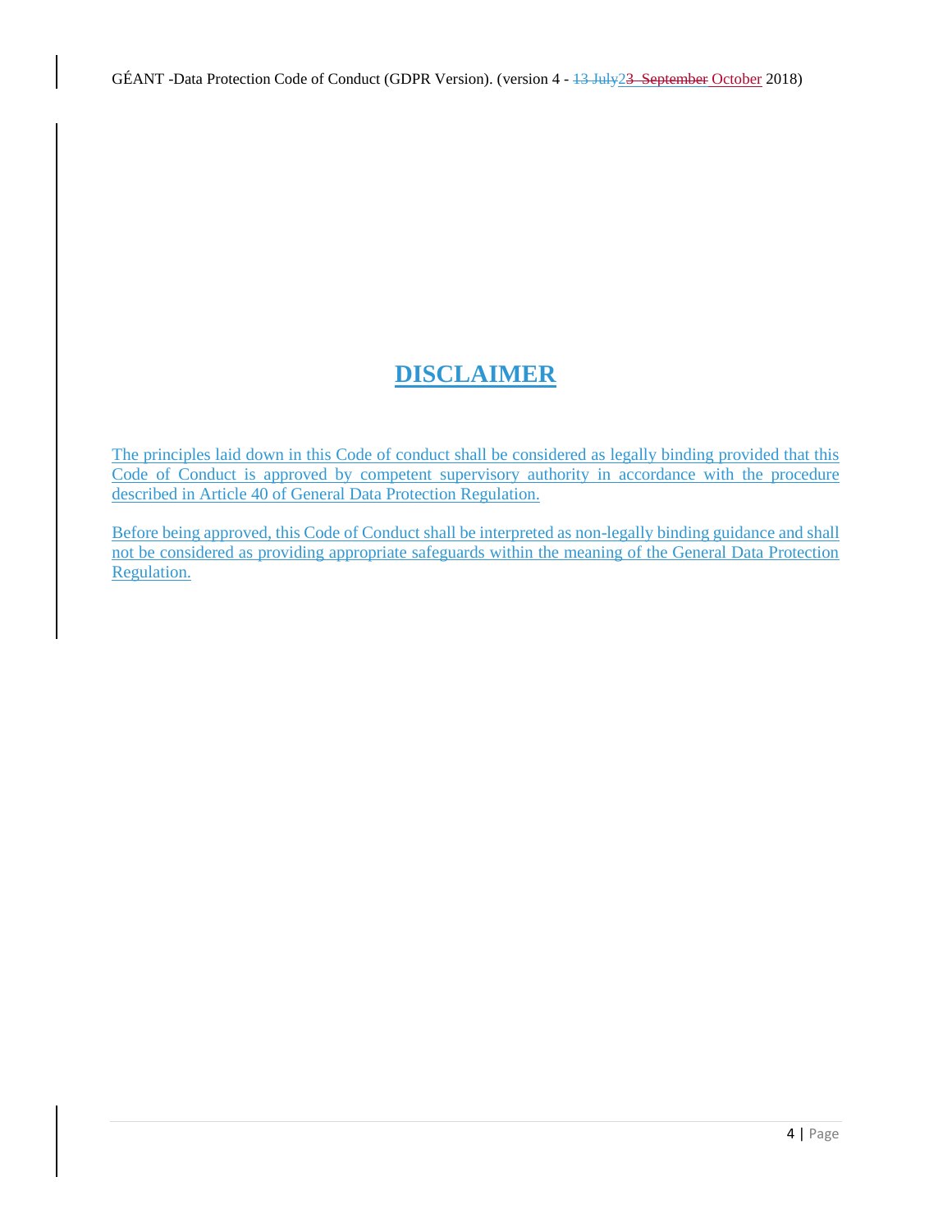# DISCLAIMER

The principles laid down in this Code of conduct shall be considered as legally binding provided that this Code of Conduct is approved by competent supervisory authority in accordance with the procedure described in Article 40 of General Data Protection Regulation.

Before being approved, this Code of Conduct shall be interpreted as non-legally binding guidance and shall not be considered as providing appropriate safeguards within the meaning of the General Data Protection Regulation.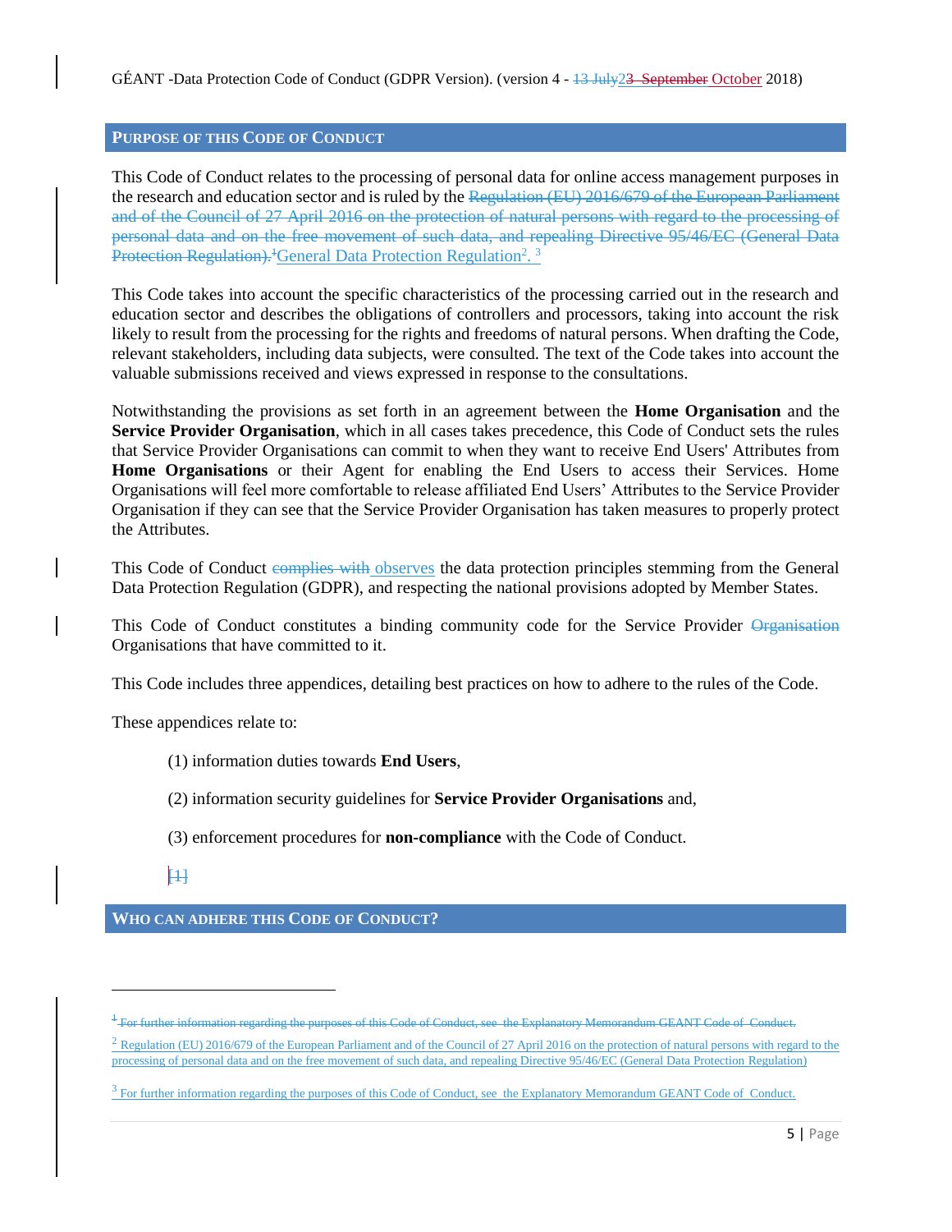## PURPOSE OF THIS CODE OF CONDUCT

This Code of Conduct relates to the processing of personal data for online access management purposes in the research and education sector and is ruled by the ~~Regulation (EU) 2016/679 of the European Parliament and of the Council of 27 April 2016 on the protection of natural persons with regard to the processing of personal data and on the free movement of such data, and repealing Directive 95/46/EC (General Data Protection Regulation).~~[1]General Data Protection Regulation[2]. [3]

This Code takes into account the specific characteristics of the processing carried out in the research and education sector and describes the obligations of controllers and processors, taking into account the risk likely to result from the processing for the rights and freedoms of natural persons. When drafting the Code, relevant stakeholders, including data subjects, were consulted. The text of the Code takes into account the valuable submissions received and views expressed in response to the consultations.

Notwithstanding the provisions as set forth in an agreement between the **Home Organisation** and the **Service Provider Organisation**, which in all cases takes precedence, this Code of Conduct sets the rules that Service Provider Organisations can commit to when they want to receive End Users' Attributes from **Home Organisations** or their Agent for enabling the End Users to access their Services. Home Organisations will feel more comfortable to release affiliated End Users' Attributes to the Service Provider Organisation if they can see that the Service Provider Organisation has taken measures to properly protect the Attributes.

This Code of Conduct ~~complies with~~ observes the data protection principles stemming from the General Data Protection Regulation (GDPR), and respecting the national provisions adopted by Member States.

This Code of Conduct constitutes a binding community code for the Service Provider ~~Organisation~~ Organisations that have committed to it.

This Code includes three appendices, detailing best practices on how to adhere to the rules of the Code.

These appendices relate to:

(1) information duties towards **End Users**,

(2) information security guidelines for **Service Provider Organisations** and,

(3) enforcement procedures for **non-compliance** with the Code of Conduct.

~~[1]~~

## WHO CAN ADHERE THIS CODE OF CONDUCT?

---

[1] ~~For further information regarding the purposes of this Code of Conduct, see the Explanatory Memorandum GEANT Code of Conduct.~~

[2] Regulation (EU) 2016/679 of the European Parliament and of the Council of 27 April 2016 on the protection of natural persons with regard to the processing of personal data and on the free movement of such data, and repealing Directive 95/46/EC (General Data Protection Regulation)

[3] For further information regarding the purposes of this Code of Conduct, see the Explanatory Memorandum GEANT Code of Conduct.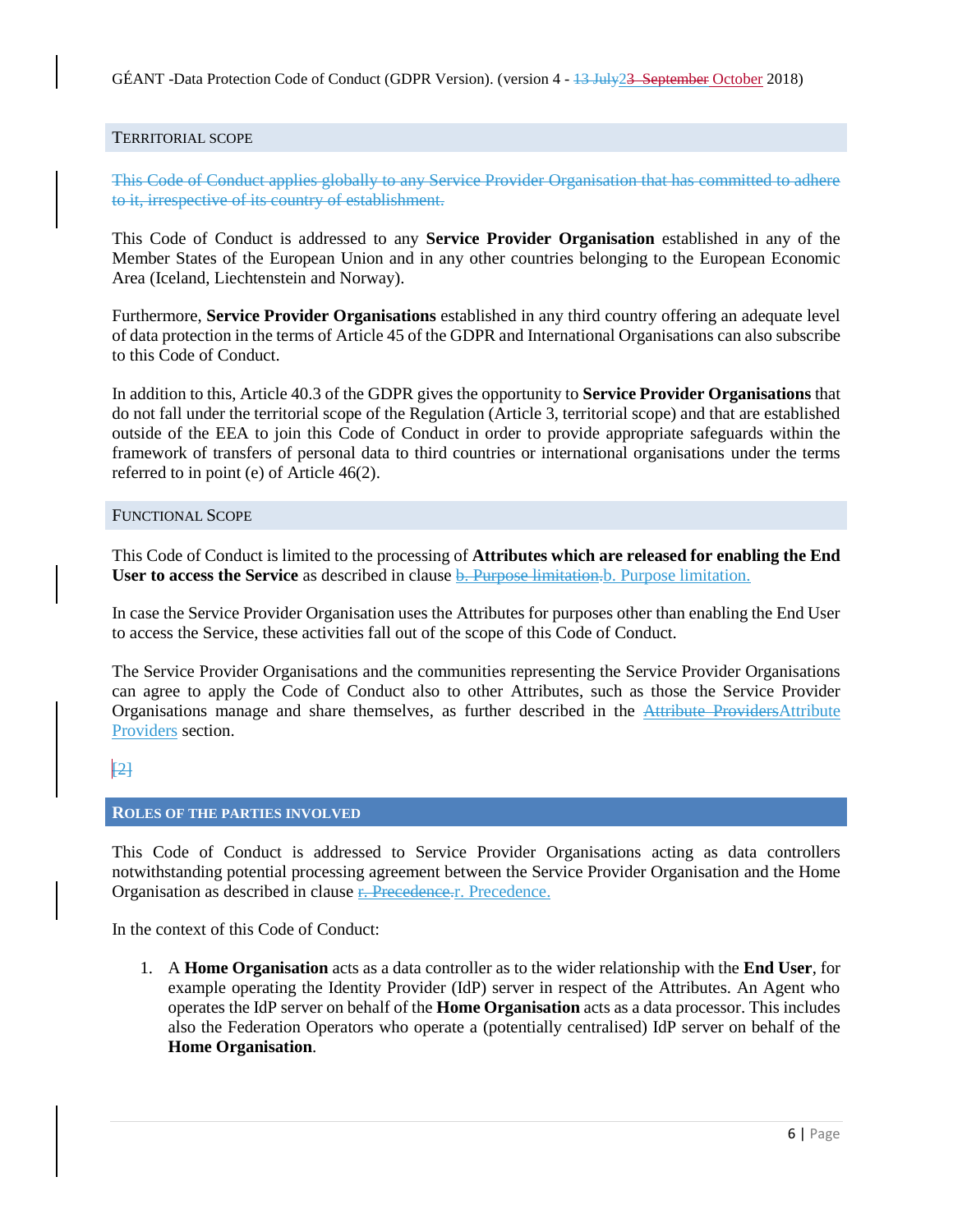## TERRITORIAL SCOPE

~~This Code of Conduct applies globally to any Service Provider Organisation that has committed to adhere to it, irrespective of its country of establishment.~~

This Code of Conduct is addressed to any **Service Provider Organisation** established in any of the Member States of the European Union and in any other countries belonging to the European Economic Area (Iceland, Liechtenstein and Norway).

Furthermore, **Service Provider Organisations** established in any third country offering an adequate level of data protection in the terms of Article 45 of the GDPR and International Organisations can also subscribe to this Code of Conduct.

In addition to this, Article 40.3 of the GDPR gives the opportunity to **Service Provider Organisations** that do not fall under the territorial scope of the Regulation (Article 3, territorial scope) and that are established outside of the EEA to join this Code of Conduct in order to provide appropriate safeguards within the framework of transfers of personal data to third countries or international organisations under the terms referred to in point (e) of Article 46(2).

## FUNCTIONAL SCOPE

This Code of Conduct is limited to the processing of **Attributes which are released for enabling the End User to access the Service** as described in clause ~~b. Purpose limitation.~~b. Purpose limitation.

In case the Service Provider Organisation uses the Attributes for purposes other than enabling the End User to access the Service, these activities fall out of the scope of this Code of Conduct.

The Service Provider Organisations and the communities representing the Service Provider Organisations can agree to apply the Code of Conduct also to other Attributes, such as those the Service Provider Organisations manage and share themselves, as further described in the ~~Attribute Providers~~Attribute Providers section.

~~[2]~~

## ROLES OF THE PARTIES INVOLVED

This Code of Conduct is addressed to Service Provider Organisations acting as data controllers notwithstanding potential processing agreement between the Service Provider Organisation and the Home Organisation as described in clause ~~r. Precedence.~~r. Precedence.

In the context of this Code of Conduct:

1. A **Home Organisation** acts as a data controller as to the wider relationship with the **End User**, for example operating the Identity Provider (IdP) server in respect of the Attributes. An Agent who operates the IdP server on behalf of the **Home Organisation** acts as a data processor. This includes also the Federation Operators who operate a (potentially centralised) IdP server on behalf of the **Home Organisation**.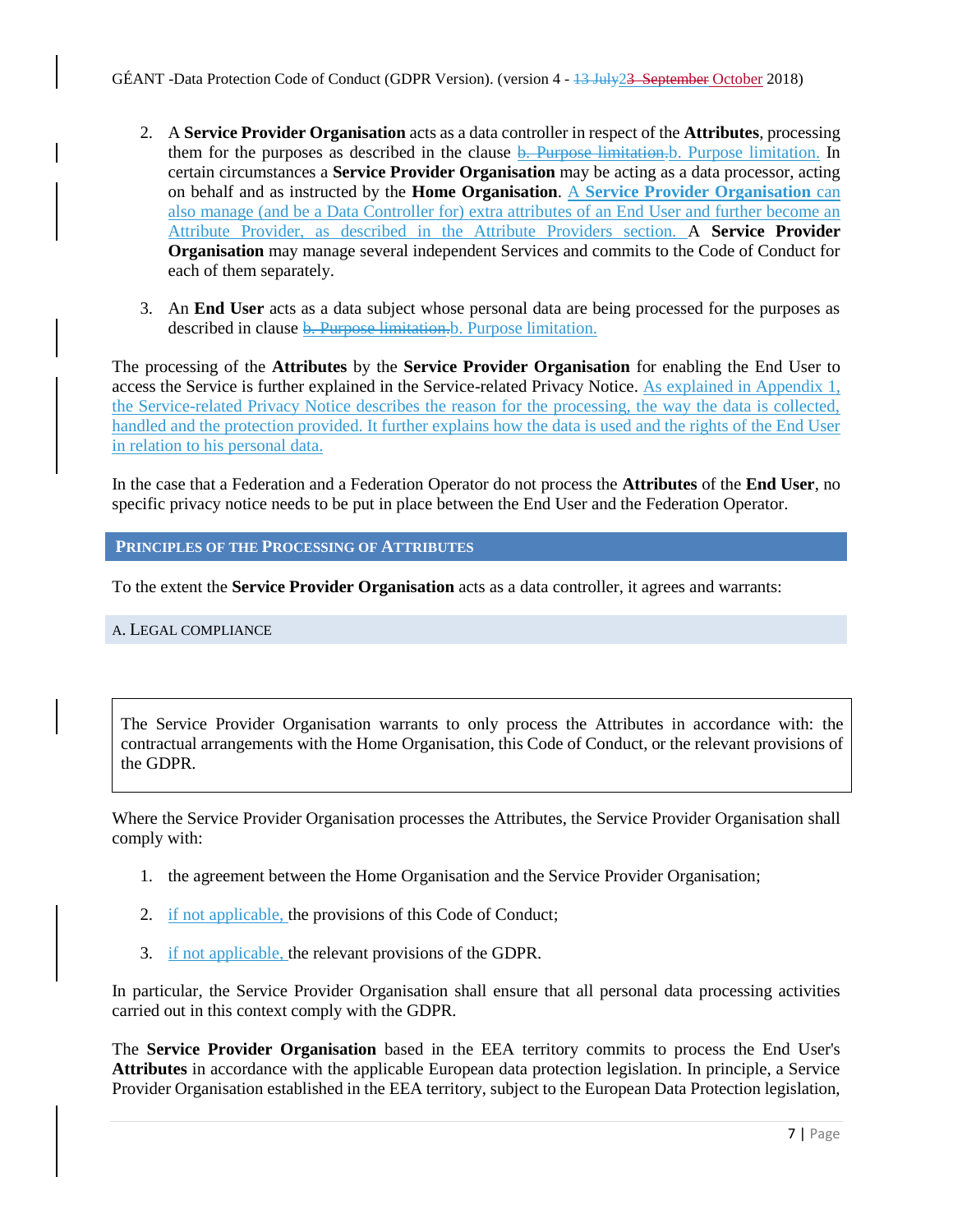2. A **Service Provider Organisation** acts as a data controller in respect of the **Attributes**, processing them for the purposes as described in the clause b. Purpose limitation.b. Purpose limitation. In certain circumstances a **Service Provider Organisation** may be acting as a data processor, acting on behalf and as instructed by the **Home Organisation**. A **Service Provider Organisation** can also manage (and be a Data Controller for) extra attributes of an End User and further become an Attribute Provider, as described in the Attribute Providers section. A **Service Provider Organisation** may manage several independent Services and commits to the Code of Conduct for each of them separately.

3. An **End User** acts as a data subject whose personal data are being processed for the purposes as described in clause b. Purpose limitation.b. Purpose limitation.

The processing of the **Attributes** by the **Service Provider Organisation** for enabling the End User to access the Service is further explained in the Service-related Privacy Notice. As explained in Appendix 1, the Service-related Privacy Notice describes the reason for the processing, the way the data is collected, handled and the protection provided. It further explains how the data is used and the rights of the End User in relation to his personal data.

In the case that a Federation and a Federation Operator do not process the **Attributes** of the **End User**, no specific privacy notice needs to be put in place between the End User and the Federation Operator.

## PRINCIPLES OF THE PROCESSING OF ATTRIBUTES

To the extent the **Service Provider Organisation** acts as a data controller, it agrees and warrants:

### A. LEGAL COMPLIANCE

> The Service Provider Organisation warrants to only process the Attributes in accordance with: the contractual arrangements with the Home Organisation, this Code of Conduct, or the relevant provisions of the GDPR.

Where the Service Provider Organisation processes the Attributes, the Service Provider Organisation shall comply with:

1. the agreement between the Home Organisation and the Service Provider Organisation;

2. if not applicable, the provisions of this Code of Conduct;

3. if not applicable, the relevant provisions of the GDPR.

In particular, the Service Provider Organisation shall ensure that all personal data processing activities carried out in this context comply with the GDPR.

The **Service Provider Organisation** based in the EEA territory commits to process the End User's **Attributes** in accordance with the applicable European data protection legislation. In principle, a Service Provider Organisation established in the EEA territory, subject to the European Data Protection legislation,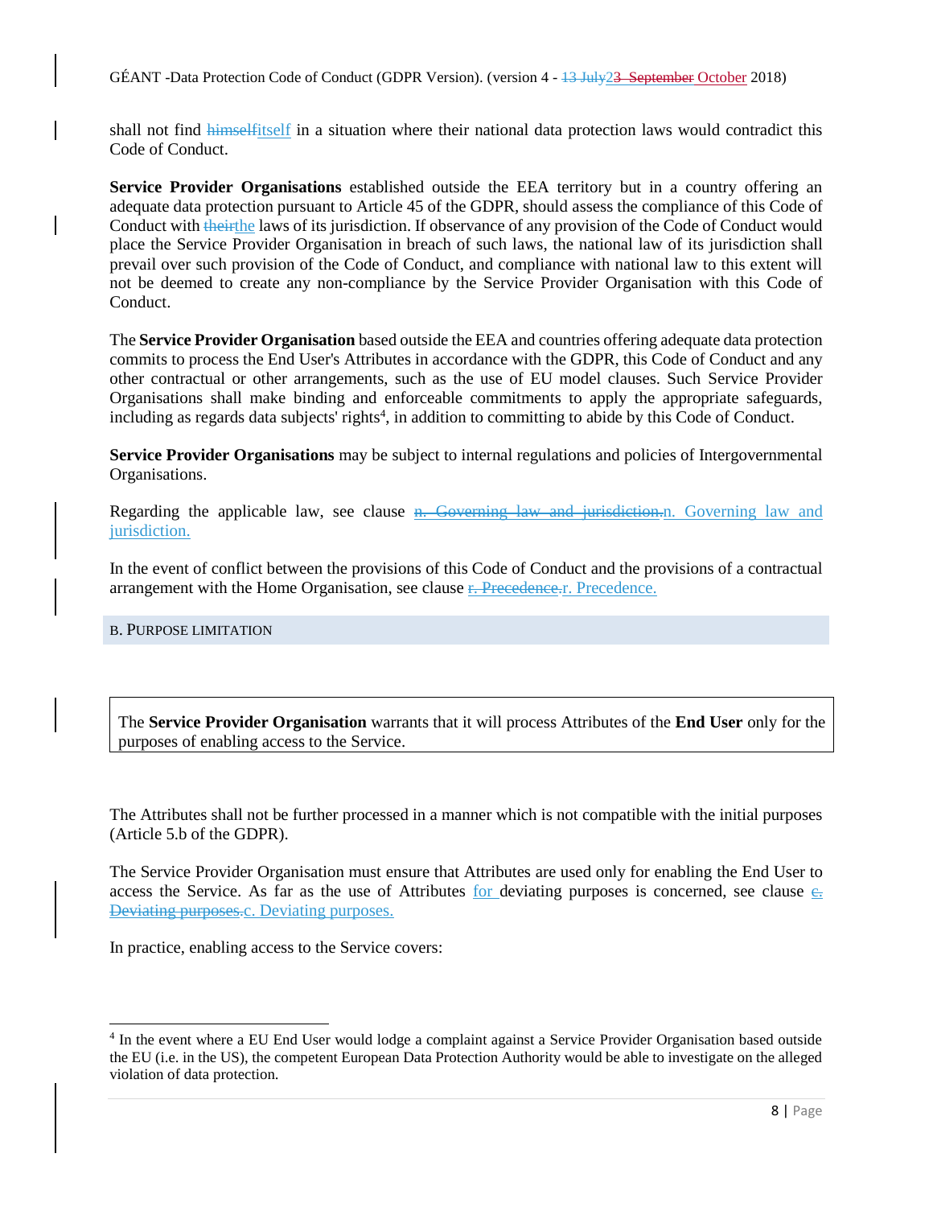shall not find ~~himself~~itself in a situation where their national data protection laws would contradict this Code of Conduct.

**Service Provider Organisations** established outside the EEA territory but in a country offering an adequate data protection pursuant to Article 45 of the GDPR, should assess the compliance of this Code of Conduct with ~~their~~the laws of its jurisdiction. If observance of any provision of the Code of Conduct would place the Service Provider Organisation in breach of such laws, the national law of its jurisdiction shall prevail over such provision of the Code of Conduct, and compliance with national law to this extent will not be deemed to create any non-compliance by the Service Provider Organisation with this Code of Conduct.

The **Service Provider Organisation** based outside the EEA and countries offering adequate data protection commits to process the End User's Attributes in accordance with the GDPR, this Code of Conduct and any other contractual or other arrangements, such as the use of EU model clauses. Such Service Provider Organisations shall make binding and enforceable commitments to apply the appropriate safeguards, including as regards data subjects' rights[4], in addition to committing to abide by this Code of Conduct.

**Service Provider Organisations** may be subject to internal regulations and policies of Intergovernmental Organisations.

Regarding the applicable law, see clause ~~n. Governing law and jurisdiction.~~n. Governing law and jurisdiction.

In the event of conflict between the provisions of this Code of Conduct and the provisions of a contractual arrangement with the Home Organisation, see clause ~~r. Precedence.~~r. Precedence.

## B. Purpose limitation

> The **Service Provider Organisation** warrants that it will process Attributes of the **End User** only for the purposes of enabling access to the Service.

The Attributes shall not be further processed in a manner which is not compatible with the initial purposes (Article 5.b of the GDPR).

The Service Provider Organisation must ensure that Attributes are used only for enabling the End User to access the Service. As far as the use of Attributes for deviating purposes is concerned, see clause ~~c. Deviating purposes.~~c. Deviating purposes.

In practice, enabling access to the Service covers:

---

[4] In the event where a EU End User would lodge a complaint against a Service Provider Organisation based outside the EU (i.e. in the US), the competent European Data Protection Authority would be able to investigate on the alleged violation of data protection.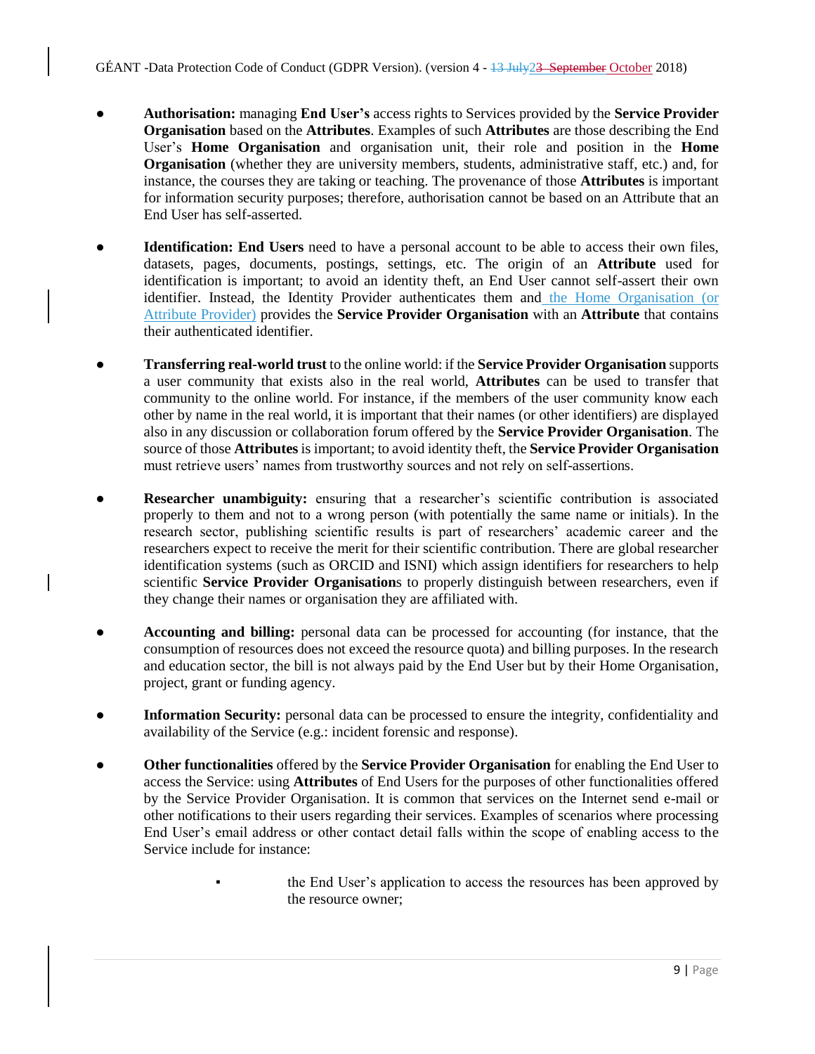- **Authorisation:** managing **End User's** access rights to Services provided by the **Service Provider Organisation** based on the **Attributes**. Examples of such **Attributes** are those describing the End User's **Home Organisation** and organisation unit, their role and position in the **Home Organisation** (whether they are university members, students, administrative staff, etc.) and, for instance, the courses they are taking or teaching. The provenance of those **Attributes** is important for information security purposes; therefore, authorisation cannot be based on an Attribute that an End User has self-asserted.

- **Identification: End Users** need to have a personal account to be able to access their own files, datasets, pages, documents, postings, settings, etc. The origin of an **Attribute** used for identification is important; to avoid an identity theft, an End User cannot self-assert their own identifier. Instead, the Identity Provider authenticates them and the Home Organisation (or Attribute Provider) provides the **Service Provider Organisation** with an **Attribute** that contains their authenticated identifier.

- **Transferring real-world trust** to the online world: if the **Service Provider Organisation** supports a user community that exists also in the real world, **Attributes** can be used to transfer that community to the online world. For instance, if the members of the user community know each other by name in the real world, it is important that their names (or other identifiers) are displayed also in any discussion or collaboration forum offered by the **Service Provider Organisation**. The source of those **Attributes** is important; to avoid identity theft, the **Service Provider Organisation** must retrieve users' names from trustworthy sources and not rely on self-assertions.

- **Researcher unambiguity:** ensuring that a researcher's scientific contribution is associated properly to them and not to a wrong person (with potentially the same name or initials). In the research sector, publishing scientific results is part of researchers' academic career and the researchers expect to receive the merit for their scientific contribution. There are global researcher identification systems (such as ORCID and ISNI) which assign identifiers for researchers to help scientific **Service Provider Organisation**s to properly distinguish between researchers, even if they change their names or organisation they are affiliated with.

- **Accounting and billing:** personal data can be processed for accounting (for instance, that the consumption of resources does not exceed the resource quota) and billing purposes. In the research and education sector, the bill is not always paid by the End User but by their Home Organisation, project, grant or funding agency.

- **Information Security:** personal data can be processed to ensure the integrity, confidentiality and availability of the Service (e.g.: incident forensic and response).

- **Other functionalities** offered by the **Service Provider Organisation** for enabling the End User to access the Service: using **Attributes** of End Users for the purposes of other functionalities offered by the Service Provider Organisation. It is common that services on the Internet send e-mail or other notifications to their users regarding their services. Examples of scenarios where processing End User's email address or other contact detail falls within the scope of enabling access to the Service include for instance:

  - the End User's application to access the resources has been approved by the resource owner;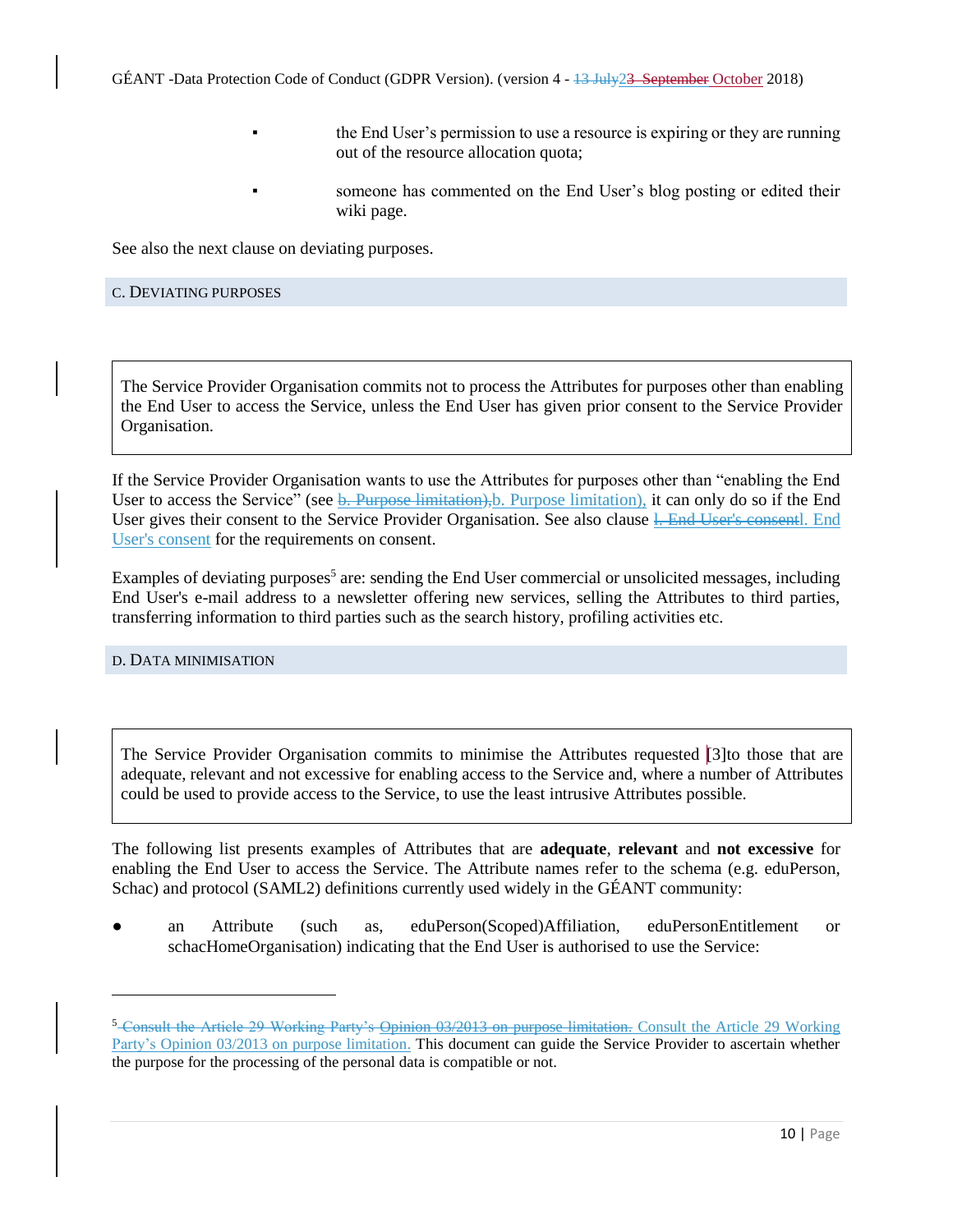- the End User's permission to use a resource is expiring or they are running out of the resource allocation quota;
- someone has commented on the End User's blog posting or edited their wiki page.

See also the next clause on deviating purposes.

### C. Deviating purposes

> The Service Provider Organisation commits not to process the Attributes for purposes other than enabling the End User to access the Service, unless the End User has given prior consent to the Service Provider Organisation.

If the Service Provider Organisation wants to use the Attributes for purposes other than "enabling the End User to access the Service" (see b. Purpose limitation), it can only do so if the End User gives their consent to the Service Provider Organisation. See also clause l. End User's consent for the requirements on consent.

Examples of deviating purposes[5] are: sending the End User commercial or unsolicited messages, including End User's e-mail address to a newsletter offering new services, selling the Attributes to third parties, transferring information to third parties such as the search history, profiling activities etc.

### D. Data minimisation

> The Service Provider Organisation commits to minimise the Attributes requested [3]to those that are adequate, relevant and not excessive for enabling access to the Service and, where a number of Attributes could be used to provide access to the Service, to use the least intrusive Attributes possible.

The following list presents examples of Attributes that are **adequate**, **relevant** and **not excessive** for enabling the End User to access the Service. The Attribute names refer to the schema (e.g. eduPerson, Schac) and protocol (SAML2) definitions currently used widely in the GÉANT community:

- an Attribute (such as, eduPerson(Scoped)Affiliation, eduPersonEntitlement or schacHomeOrganisation) indicating that the End User is authorised to use the Service:

---

[5] Consult the Article 29 Working Party's Opinion 03/2013 on purpose limitation. This document can guide the Service Provider to ascertain whether the purpose for the processing of the personal data is compatible or not.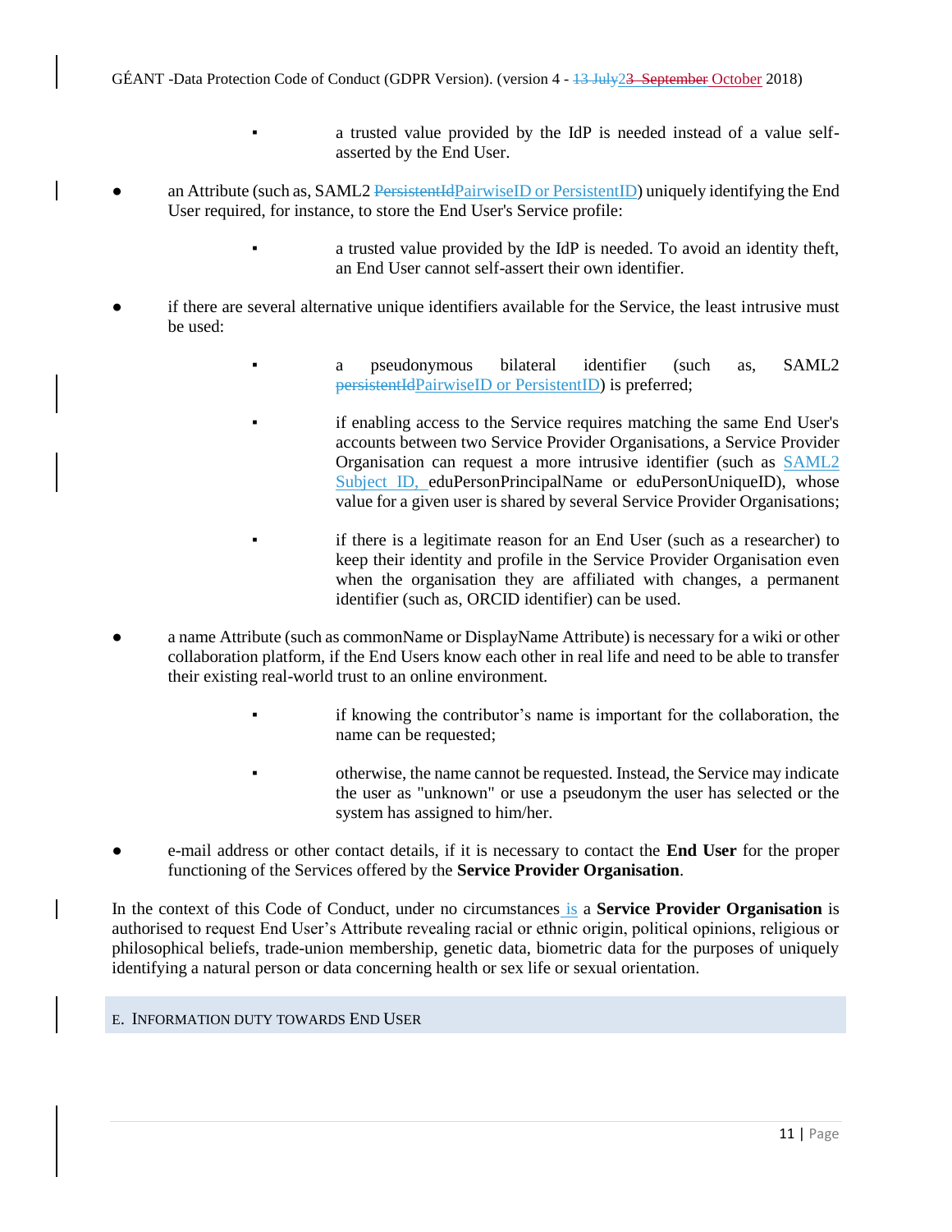- a trusted value provided by the IdP is needed instead of a value self-asserted by the End User.

- an Attribute (such as, SAML2 ~~PersistentId~~PairwiseID or PersistentID) uniquely identifying the End User required, for instance, to store the End User's Service profile:
    - a trusted value provided by the IdP is needed. To avoid an identity theft, an End User cannot self-assert their own identifier.

- if there are several alternative unique identifiers available for the Service, the least intrusive must be used:
    - a pseudonymous bilateral identifier (such as, SAML2 ~~persistentId~~PairwiseID or PersistentID) is preferred;
    - if enabling access to the Service requires matching the same End User's accounts between two Service Provider Organisations, a Service Provider Organisation can request a more intrusive identifier (such as SAML2 Subject ID, eduPersonPrincipalName or eduPersonUniqueID), whose value for a given user is shared by several Service Provider Organisations;
    - if there is a legitimate reason for an End User (such as a researcher) to keep their identity and profile in the Service Provider Organisation even when the organisation they are affiliated with changes, a permanent identifier (such as, ORCID identifier) can be used.

- a name Attribute (such as commonName or DisplayName Attribute) is necessary for a wiki or other collaboration platform, if the End Users know each other in real life and need to be able to transfer their existing real-world trust to an online environment.
    - if knowing the contributor's name is important for the collaboration, the name can be requested;
    - otherwise, the name cannot be requested. Instead, the Service may indicate the user as "unknown" or use a pseudonym the user has selected or the system has assigned to him/her.

- e-mail address or other contact details, if it is necessary to contact the **End User** for the proper functioning of the Services offered by the **Service Provider Organisation**.

In the context of this Code of Conduct, under no circumstances is a **Service Provider Organisation** is authorised to request End User's Attribute revealing racial or ethnic origin, political opinions, religious or philosophical beliefs, trade-union membership, genetic data, biometric data for the purposes of uniquely identifying a natural person or data concerning health or sex life or sexual orientation.

## E. Information duty towards End User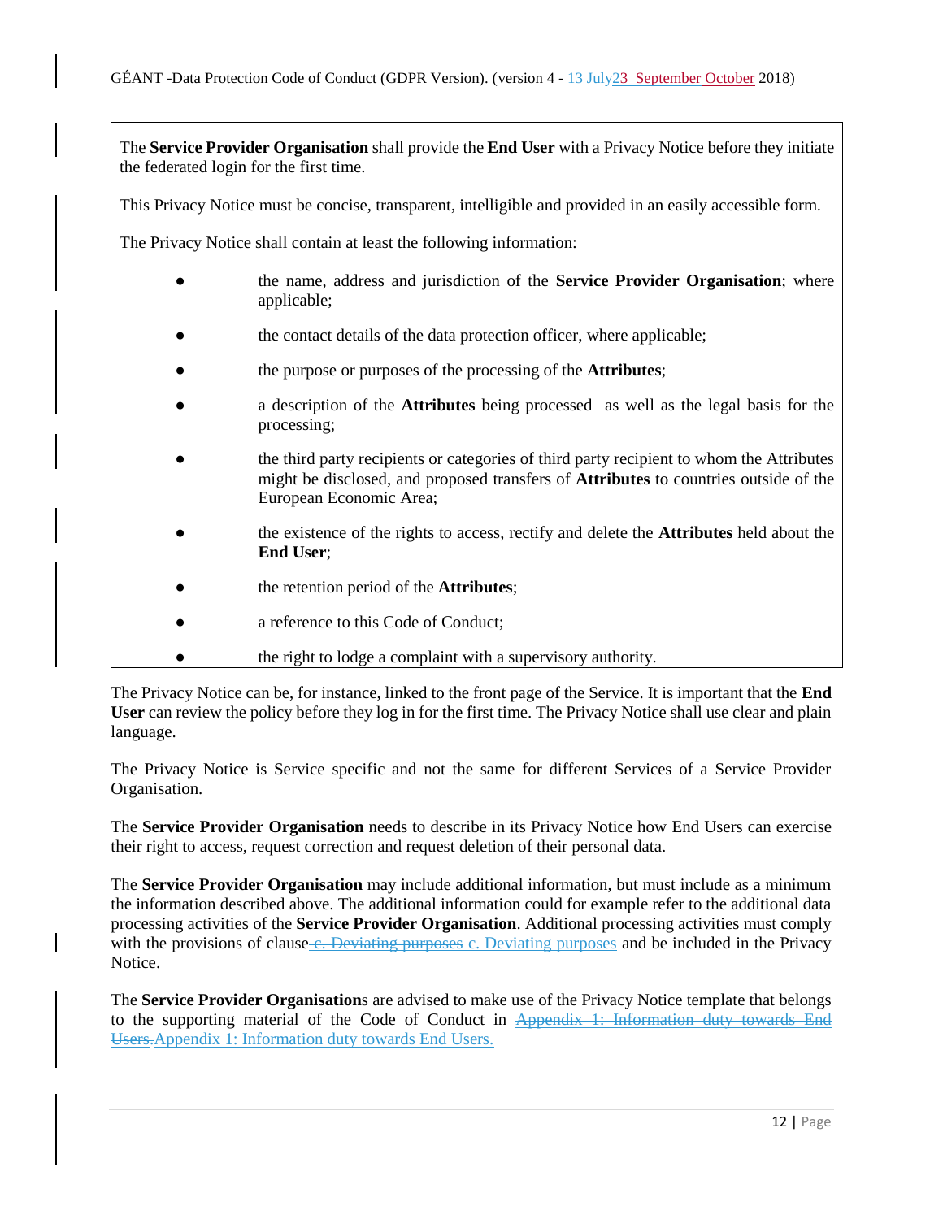The **Service Provider Organisation** shall provide the **End User** with a Privacy Notice before they initiate the federated login for the first time.

This Privacy Notice must be concise, transparent, intelligible and provided in an easily accessible form.

The Privacy Notice shall contain at least the following information:

- the name, address and jurisdiction of the **Service Provider Organisation**; where applicable;
- the contact details of the data protection officer, where applicable;
- the purpose or purposes of the processing of the **Attributes**;
- a description of the **Attributes** being processed as well as the legal basis for the processing;
- the third party recipients or categories of third party recipient to whom the Attributes might be disclosed, and proposed transfers of **Attributes** to countries outside of the European Economic Area;
- the existence of the rights to access, rectify and delete the **Attributes** held about the **End User**;
- the retention period of the **Attributes**;
- a reference to this Code of Conduct;
- the right to lodge a complaint with a supervisory authority.

The Privacy Notice can be, for instance, linked to the front page of the Service. It is important that the **End User** can review the policy before they log in for the first time. The Privacy Notice shall use clear and plain language.

The Privacy Notice is Service specific and not the same for different Services of a Service Provider Organisation.

The **Service Provider Organisation** needs to describe in its Privacy Notice how End Users can exercise their right to access, request correction and request deletion of their personal data.

The **Service Provider Organisation** may include additional information, but must include as a minimum the information described above. The additional information could for example refer to the additional data processing activities of the **Service Provider Organisation**. Additional processing activities must comply with the provisions of clause ~~c. Deviating purposes~~ c. Deviating purposes and be included in the Privacy Notice.

The **Service Provider Organisation**s are advised to make use of the Privacy Notice template that belongs to the supporting material of the Code of Conduct in ~~Appendix 1: Information duty towards End Users.~~ Appendix 1: Information duty towards End Users.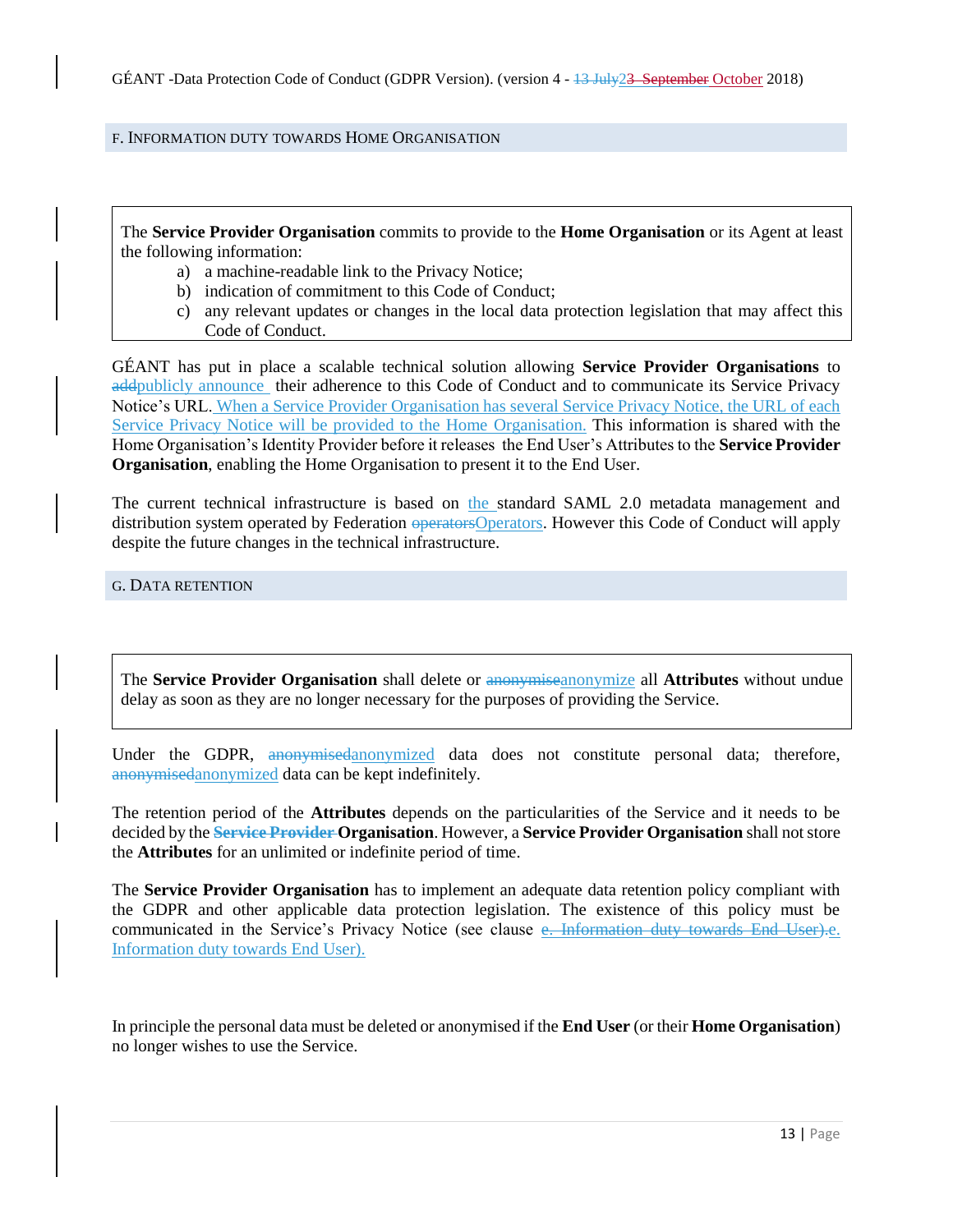## F. Information duty towards Home Organisation

> The **Service Provider Organisation** commits to provide to the **Home Organisation** or its Agent at least the following information:
>
> a) a machine-readable link to the Privacy Notice;
>
> b) indication of commitment to this Code of Conduct;
>
> c) any relevant updates or changes in the local data protection legislation that may affect this Code of Conduct.

GÉANT has put in place a scalable technical solution allowing **Service Provider Organisations** to ~~add~~publicly announce their adherence to this Code of Conduct and to communicate its Service Privacy Notice's URL. When a Service Provider Organisation has several Service Privacy Notice, the URL of each Service Privacy Notice will be provided to the Home Organisation. This information is shared with the Home Organisation's Identity Provider before it releases the End User's Attributes to the **Service Provider Organisation**, enabling the Home Organisation to present it to the End User.

The current technical infrastructure is based on the standard SAML 2.0 metadata management and distribution system operated by Federation ~~operators~~Operators. However this Code of Conduct will apply despite the future changes in the technical infrastructure.

## G. Data retention

> The **Service Provider Organisation** shall delete or ~~anonymise~~anonymize all **Attributes** without undue delay as soon as they are no longer necessary for the purposes of providing the Service.

Under the GDPR, ~~anonymised~~anonymized data does not constitute personal data; therefore, ~~anonymised~~anonymized data can be kept indefinitely.

The retention period of the **Attributes** depends on the particularities of the Service and it needs to be decided by the ~~**Service Provider**~~ **Organisation**. However, a **Service Provider Organisation** shall not store the **Attributes** for an unlimited or indefinite period of time.

The **Service Provider Organisation** has to implement an adequate data retention policy compliant with the GDPR and other applicable data protection legislation. The existence of this policy must be communicated in the Service's Privacy Notice (see clause ~~e. Information duty towards End User).~~e. Information duty towards End User).

In principle the personal data must be deleted or anonymised if the **End User** (or their **Home Organisation**) no longer wishes to use the Service.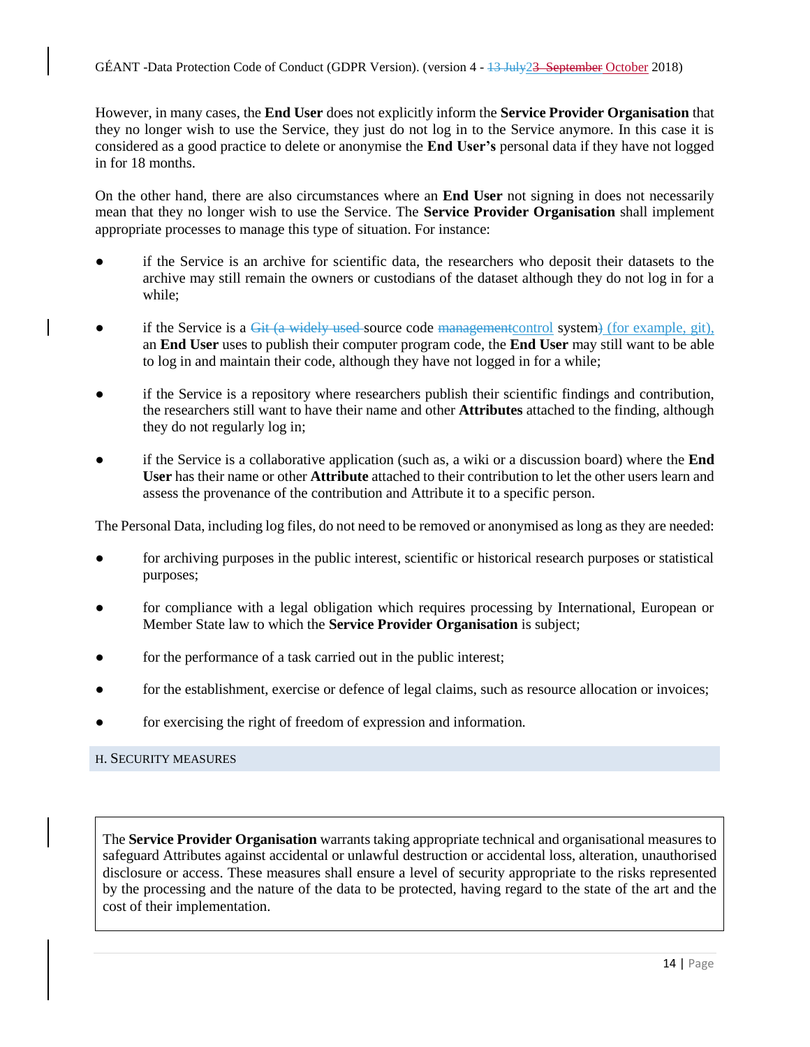However, in many cases, the **End User** does not explicitly inform the **Service Provider Organisation** that they no longer wish to use the Service, they just do not log in to the Service anymore. In this case it is considered as a good practice to delete or anonymise the **End User's** personal data if they have not logged in for 18 months.

On the other hand, there are also circumstances where an **End User** not signing in does not necessarily mean that they no longer wish to use the Service. The **Service Provider Organisation** shall implement appropriate processes to manage this type of situation. For instance:

- if the Service is an archive for scientific data, the researchers who deposit their datasets to the archive may still remain the owners or custodians of the dataset although they do not log in for a while;

- if the Service is a ~~Git (a widely used~~ source code ~~management~~control system~~)~~ (for example, git), an **End User** uses to publish their computer program code, the **End User** may still want to be able to log in and maintain their code, although they have not logged in for a while;

- if the Service is a repository where researchers publish their scientific findings and contribution, the researchers still want to have their name and other **Attributes** attached to the finding, although they do not regularly log in;

- if the Service is a collaborative application (such as, a wiki or a discussion board) where the **End User** has their name or other **Attribute** attached to their contribution to let the other users learn and assess the provenance of the contribution and Attribute it to a specific person.

The Personal Data, including log files, do not need to be removed or anonymised as long as they are needed:

- for archiving purposes in the public interest, scientific or historical research purposes or statistical purposes;

- for compliance with a legal obligation which requires processing by International, European or Member State law to which the **Service Provider Organisation** is subject;

- for the performance of a task carried out in the public interest;

- for the establishment, exercise or defence of legal claims, such as resource allocation or invoices;

- for exercising the right of freedom of expression and information.

## H. Security measures

> The **Service Provider Organisation** warrants taking appropriate technical and organisational measures to safeguard Attributes against accidental or unlawful destruction or accidental loss, alteration, unauthorised disclosure or access. These measures shall ensure a level of security appropriate to the risks represented by the processing and the nature of the data to be protected, having regard to the state of the art and the cost of their implementation.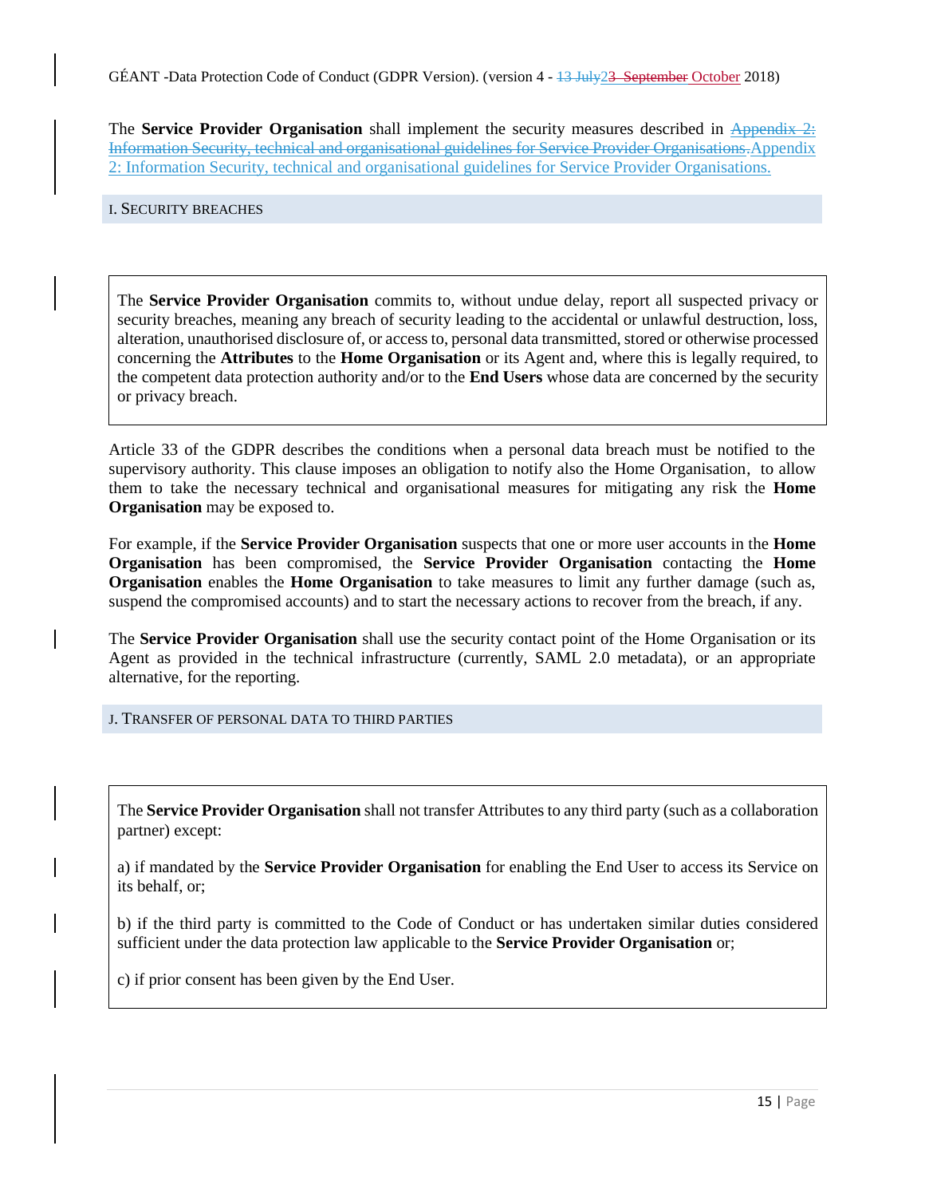The **Service Provider Organisation** shall implement the security measures described in ~~Appendix 2: Information Security, technical and organisational guidelines for Service Provider Organisations.~~Appendix 2: Information Security, technical and organisational guidelines for Service Provider Organisations.

## I. Security breaches

> The **Service Provider Organisation** commits to, without undue delay, report all suspected privacy or security breaches, meaning any breach of security leading to the accidental or unlawful destruction, loss, alteration, unauthorised disclosure of, or access to, personal data transmitted, stored or otherwise processed concerning the **Attributes** to the **Home Organisation** or its Agent and, where this is legally required, to the competent data protection authority and/or to the **End Users** whose data are concerned by the security or privacy breach.

Article 33 of the GDPR describes the conditions when a personal data breach must be notified to the supervisory authority. This clause imposes an obligation to notify also the Home Organisation, to allow them to take the necessary technical and organisational measures for mitigating any risk the **Home Organisation** may be exposed to.

For example, if the **Service Provider Organisation** suspects that one or more user accounts in the **Home Organisation** has been compromised, the **Service Provider Organisation** contacting the **Home Organisation** enables the **Home Organisation** to take measures to limit any further damage (such as, suspend the compromised accounts) and to start the necessary actions to recover from the breach, if any.

The **Service Provider Organisation** shall use the security contact point of the Home Organisation or its Agent as provided in the technical infrastructure (currently, SAML 2.0 metadata), or an appropriate alternative, for the reporting.

## J. Transfer of personal data to third parties

> The **Service Provider Organisation** shall not transfer Attributes to any third party (such as a collaboration partner) except:
>
> a) if mandated by the **Service Provider Organisation** for enabling the End User to access its Service on its behalf, or;
>
> b) if the third party is committed to the Code of Conduct or has undertaken similar duties considered sufficient under the data protection law applicable to the **Service Provider Organisation** or;
>
> c) if prior consent has been given by the End User.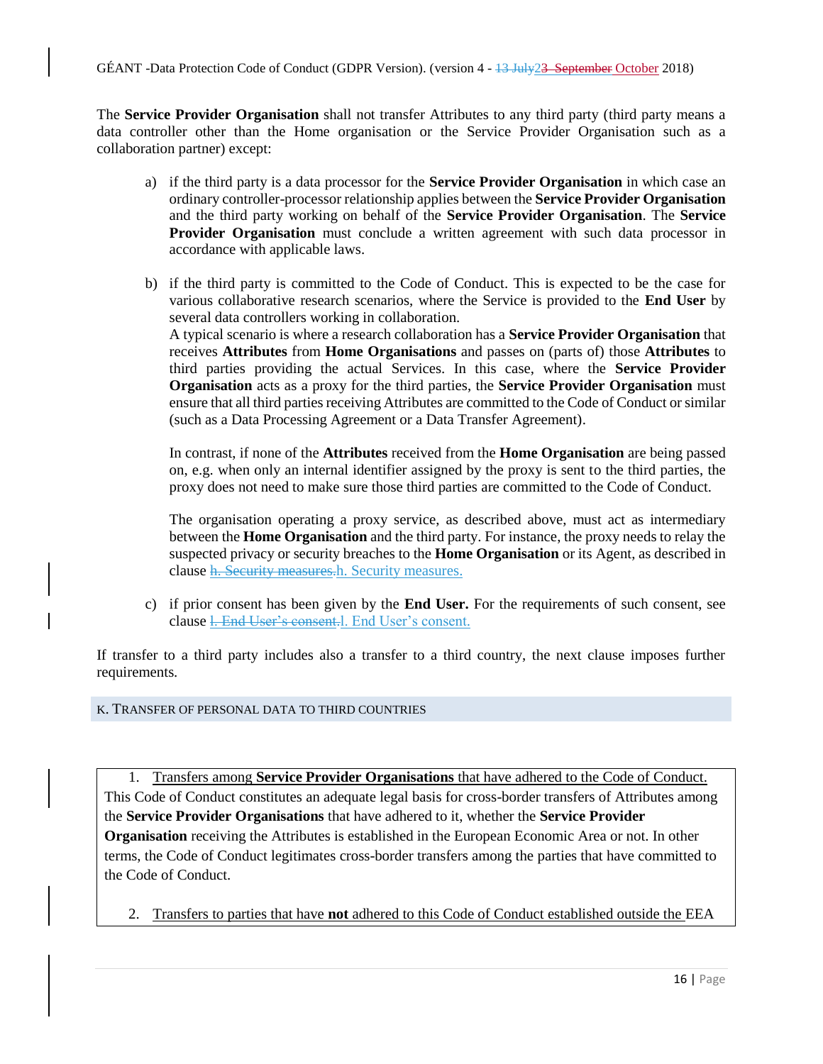The **Service Provider Organisation** shall not transfer Attributes to any third party (third party means a data controller other than the Home organisation or the Service Provider Organisation such as a collaboration partner) except:

a) if the third party is a data processor for the **Service Provider Organisation** in which case an ordinary controller-processor relationship applies between the **Service Provider Organisation** and the third party working on behalf of the **Service Provider Organisation**. The **Service Provider Organisation** must conclude a written agreement with such data processor in accordance with applicable laws.

b) if the third party is committed to the Code of Conduct. This is expected to be the case for various collaborative research scenarios, where the Service is provided to the **End User** by several data controllers working in collaboration.
A typical scenario is where a research collaboration has a **Service Provider Organisation** that receives **Attributes** from **Home Organisations** and passes on (parts of) those **Attributes** to third parties providing the actual Services. In this case, where the **Service Provider Organisation** acts as a proxy for the third parties, the **Service Provider Organisation** must ensure that all third parties receiving Attributes are committed to the Code of Conduct or similar (such as a Data Processing Agreement or a Data Transfer Agreement).

   In contrast, if none of the **Attributes** received from the **Home Organisation** are being passed on, e.g. when only an internal identifier assigned by the proxy is sent to the third parties, the proxy does not need to make sure those third parties are committed to the Code of Conduct.

   The organisation operating a proxy service, as described above, must act as intermediary between the **Home Organisation** and the third party. For instance, the proxy needs to relay the suspected privacy or security breaches to the **Home Organisation** or its Agent, as described in clause ~~h. Security measures.~~h. Security measures.

c) if prior consent has been given by the **End User.** For the requirements of such consent, see clause ~~l. End User's consent.~~l. End User's consent.

If transfer to a third party includes also a transfer to a third country, the next clause imposes further requirements.

## K. Transfer of personal data to third countries

1. Transfers among **Service Provider Organisations** that have adhered to the Code of Conduct.

This Code of Conduct constitutes an adequate legal basis for cross-border transfers of Attributes among the **Service Provider Organisations** that have adhered to it, whether the **Service Provider Organisation** receiving the Attributes is established in the European Economic Area or not. In other terms, the Code of Conduct legitimates cross-border transfers among the parties that have committed to the Code of Conduct.

2. Transfers to parties that have **not** adhered to this Code of Conduct established outside the EEA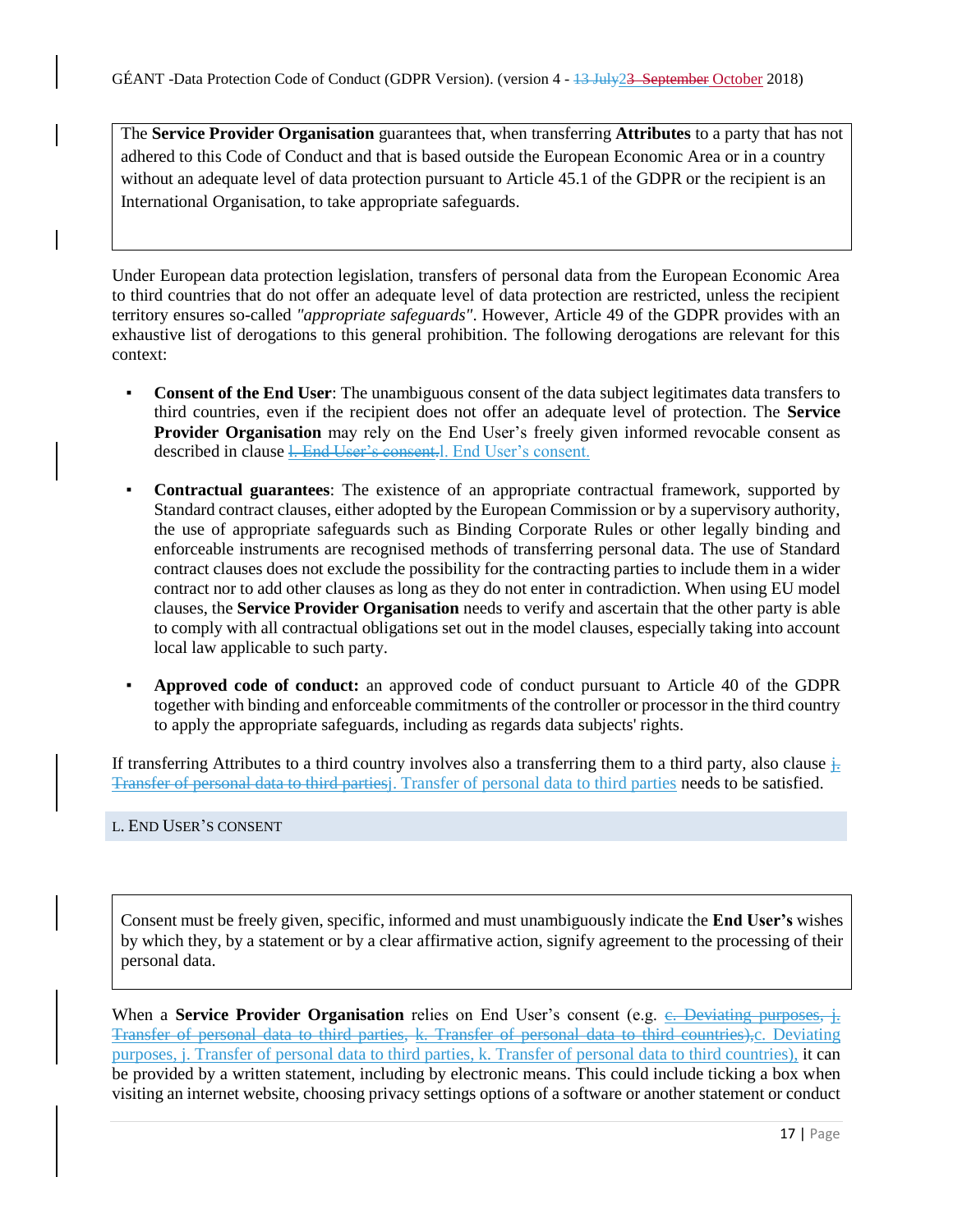The **Service Provider Organisation** guarantees that, when transferring **Attributes** to a party that has not adhered to this Code of Conduct and that is based outside the European Economic Area or in a country without an adequate level of data protection pursuant to Article 45.1 of the GDPR or the recipient is an International Organisation, to take appropriate safeguards.

Under European data protection legislation, transfers of personal data from the European Economic Area to third countries that do not offer an adequate level of data protection are restricted, unless the recipient territory ensures so-called *"appropriate safeguards"*. However, Article 49 of the GDPR provides with an exhaustive list of derogations to this general prohibition. The following derogations are relevant for this context:

- **Consent of the End User**: The unambiguous consent of the data subject legitimates data transfers to third countries, even if the recipient does not offer an adequate level of protection. The **Service Provider Organisation** may rely on the End User's freely given informed revocable consent as described in clause ~~l. End User's consent.~~l. End User's consent.

- **Contractual guarantees**: The existence of an appropriate contractual framework, supported by Standard contract clauses, either adopted by the European Commission or by a supervisory authority, the use of appropriate safeguards such as Binding Corporate Rules or other legally binding and enforceable instruments are recognised methods of transferring personal data. The use of Standard contract clauses does not exclude the possibility for the contracting parties to include them in a wider contract nor to add other clauses as long as they do not enter in contradiction. When using EU model clauses, the **Service Provider Organisation** needs to verify and ascertain that the other party is able to comply with all contractual obligations set out in the model clauses, especially taking into account local law applicable to such party.

- **Approved code of conduct:** an approved code of conduct pursuant to Article 40 of the GDPR together with binding and enforceable commitments of the controller or processor in the third country to apply the appropriate safeguards, including as regards data subjects' rights.

If transferring Attributes to a third country involves also a transferring them to a third party, also clause ~~j. Transfer of personal data to third parties~~j. Transfer of personal data to third parties needs to be satisfied.

## L. End User's consent

Consent must be freely given, specific, informed and must unambiguously indicate the **End User's** wishes by which they, by a statement or by a clear affirmative action, signify agreement to the processing of their personal data.

When a **Service Provider Organisation** relies on End User's consent (e.g. ~~c. Deviating purposes, j. Transfer of personal data to third parties, k. Transfer of personal data to third countries),~~c. Deviating purposes, j. Transfer of personal data to third parties, k. Transfer of personal data to third countries), it can be provided by a written statement, including by electronic means. This could include ticking a box when visiting an internet website, choosing privacy settings options of a software or another statement or conduct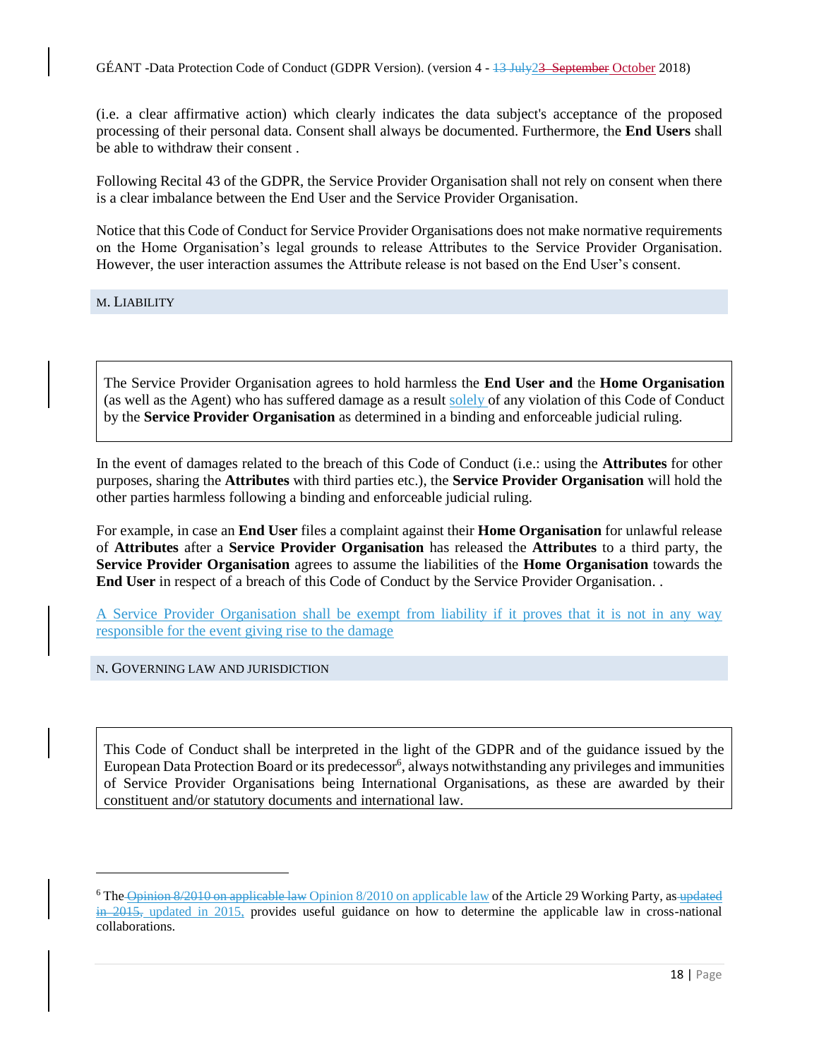(i.e. a clear affirmative action) which clearly indicates the data subject's acceptance of the proposed processing of their personal data. Consent shall always be documented. Furthermore, the **End Users** shall be able to withdraw their consent .

Following Recital 43 of the GDPR, the Service Provider Organisation shall not rely on consent when there is a clear imbalance between the End User and the Service Provider Organisation.

Notice that this Code of Conduct for Service Provider Organisations does not make normative requirements on the Home Organisation's legal grounds to release Attributes to the Service Provider Organisation. However, the user interaction assumes the Attribute release is not based on the End User's consent.

## M. LIABILITY

> The Service Provider Organisation agrees to hold harmless the **End User and** the **Home Organisation** (as well as the Agent) who has suffered damage as a result solely of any violation of this Code of Conduct by the **Service Provider Organisation** as determined in a binding and enforceable judicial ruling.

In the event of damages related to the breach of this Code of Conduct (i.e.: using the **Attributes** for other purposes, sharing the **Attributes** with third parties etc.), the **Service Provider Organisation** will hold the other parties harmless following a binding and enforceable judicial ruling.

For example, in case an **End User** files a complaint against their **Home Organisation** for unlawful release of **Attributes** after a **Service Provider Organisation** has released the **Attributes** to a third party, the **Service Provider Organisation** agrees to assume the liabilities of the **Home Organisation** towards the **End User** in respect of a breach of this Code of Conduct by the Service Provider Organisation. .

A Service Provider Organisation shall be exempt from liability if it proves that it is not in any way responsible for the event giving rise to the damage

## N. GOVERNING LAW AND JURISDICTION

> This Code of Conduct shall be interpreted in the light of the GDPR and of the guidance issued by the European Data Protection Board or its predecessor[6], always notwithstanding any privileges and immunities of Service Provider Organisations being International Organisations, as these are awarded by their constituent and/or statutory documents and international law.

[6] The Opinion 8/2010 on applicable law of the Article 29 Working Party, as updated in 2015, provides useful guidance on how to determine the applicable law in cross-national collaborations.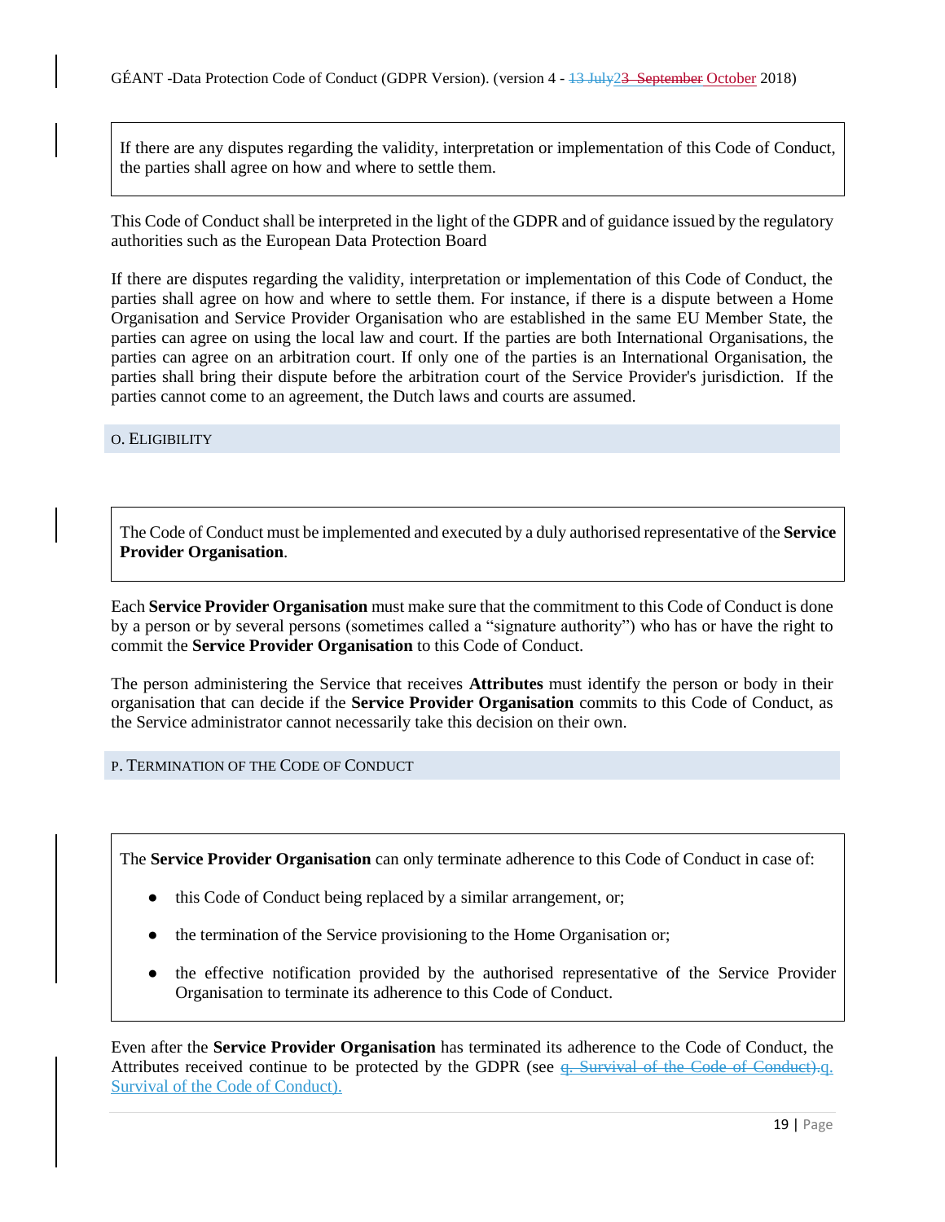If there are any disputes regarding the validity, interpretation or implementation of this Code of Conduct, the parties shall agree on how and where to settle them.

This Code of Conduct shall be interpreted in the light of the GDPR and of guidance issued by the regulatory authorities such as the European Data Protection Board

If there are disputes regarding the validity, interpretation or implementation of this Code of Conduct, the parties shall agree on how and where to settle them. For instance, if there is a dispute between a Home Organisation and Service Provider Organisation who are established in the same EU Member State, the parties can agree on using the local law and court. If the parties are both International Organisations, the parties can agree on an arbitration court. If only one of the parties is an International Organisation, the parties shall bring their dispute before the arbitration court of the Service Provider's jurisdiction. If the parties cannot come to an agreement, the Dutch laws and courts are assumed.

## O. Eligibility

The Code of Conduct must be implemented and executed by a duly authorised representative of the **Service Provider Organisation**.

Each **Service Provider Organisation** must make sure that the commitment to this Code of Conduct is done by a person or by several persons (sometimes called a "signature authority") who has or have the right to commit the **Service Provider Organisation** to this Code of Conduct.

The person administering the Service that receives **Attributes** must identify the person or body in their organisation that can decide if the **Service Provider Organisation** commits to this Code of Conduct, as the Service administrator cannot necessarily take this decision on their own.

## P. Termination of the Code of Conduct

The **Service Provider Organisation** can only terminate adherence to this Code of Conduct in case of:

- this Code of Conduct being replaced by a similar arrangement, or;
- the termination of the Service provisioning to the Home Organisation or;
- the effective notification provided by the authorised representative of the Service Provider Organisation to terminate its adherence to this Code of Conduct.

Even after the **Service Provider Organisation** has terminated its adherence to the Code of Conduct, the Attributes received continue to be protected by the GDPR (see q. Survival of the Code of Conduct).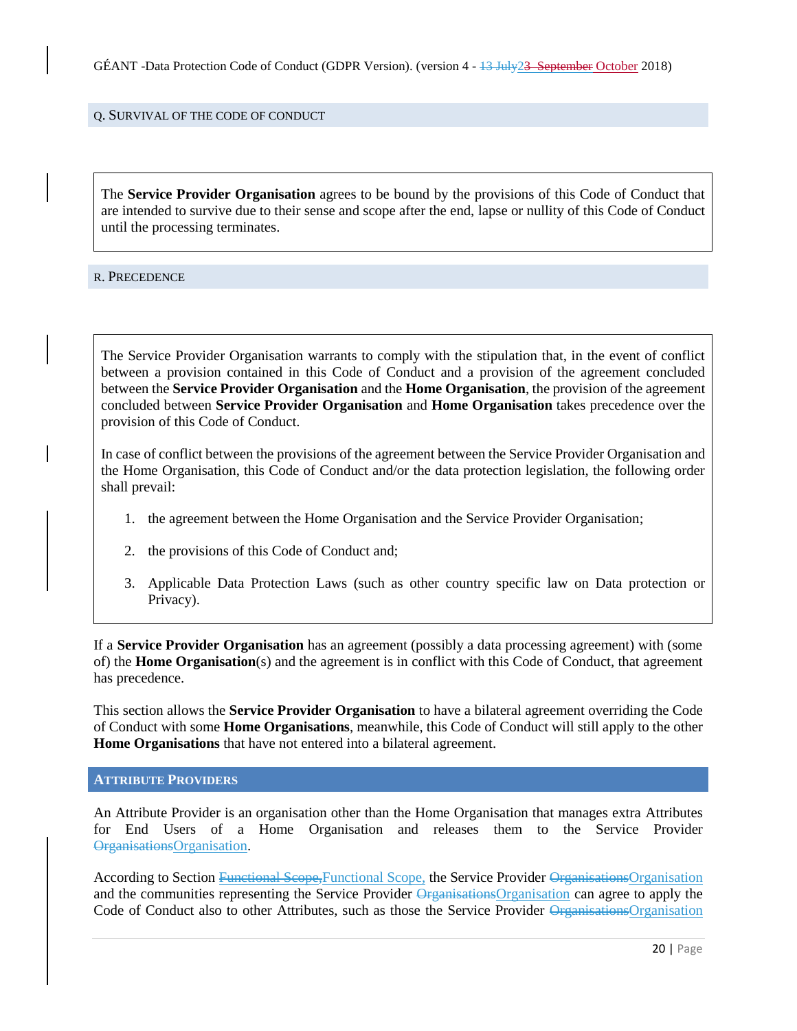## Q. Survival of the Code of Conduct

The **Service Provider Organisation** agrees to be bound by the provisions of this Code of Conduct that are intended to survive due to their sense and scope after the end, lapse or nullity of this Code of Conduct until the processing terminates.

## R. Precedence

The Service Provider Organisation warrants to comply with the stipulation that, in the event of conflict between a provision contained in this Code of Conduct and a provision of the agreement concluded between the **Service Provider Organisation** and the **Home Organisation**, the provision of the agreement concluded between **Service Provider Organisation** and **Home Organisation** takes precedence over the provision of this Code of Conduct.

In case of conflict between the provisions of the agreement between the Service Provider Organisation and the Home Organisation, this Code of Conduct and/or the data protection legislation, the following order shall prevail:

1. the agreement between the Home Organisation and the Service Provider Organisation;
2. the provisions of this Code of Conduct and;
3. Applicable Data Protection Laws (such as other country specific law on Data protection or Privacy).

If a **Service Provider Organisation** has an agreement (possibly a data processing agreement) with (some of) the **Home Organisation**(s) and the agreement is in conflict with this Code of Conduct, that agreement has precedence.

This section allows the **Service Provider Organisation** to have a bilateral agreement overriding the Code of Conduct with some **Home Organisations**, meanwhile, this Code of Conduct will still apply to the other **Home Organisations** that have not entered into a bilateral agreement.

# Attribute Providers

An Attribute Provider is an organisation other than the Home Organisation that manages extra Attributes for End Users of a Home Organisation and releases them to the Service Provider ~~Organisations~~Organisation.

According to Section ~~Functional Scope,~~Functional Scope, the Service Provider ~~Organisations~~Organisation and the communities representing the Service Provider ~~Organisations~~Organisation can agree to apply the Code of Conduct also to other Attributes, such as those the Service Provider ~~Organisations~~Organisation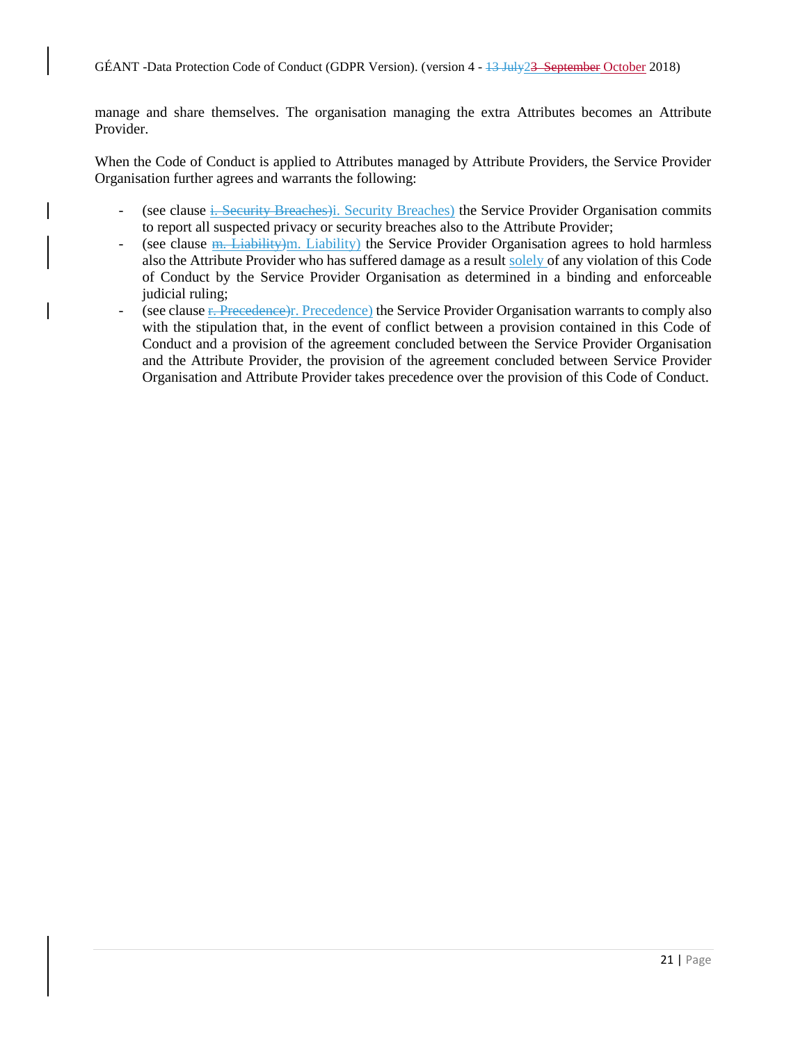manage and share themselves. The organisation managing the extra Attributes becomes an Attribute Provider.

When the Code of Conduct is applied to Attributes managed by Attribute Providers, the Service Provider Organisation further agrees and warrants the following:

- (see clause i. Security Breaches)i. Security Breaches) the Service Provider Organisation commits to report all suspected privacy or security breaches also to the Attribute Provider;
- (see clause m. Liability)m. Liability) the Service Provider Organisation agrees to hold harmless also the Attribute Provider who has suffered damage as a result solely of any violation of this Code of Conduct by the Service Provider Organisation as determined in a binding and enforceable judicial ruling;
- (see clause r. Precedence)r. Precedence) the Service Provider Organisation warrants to comply also with the stipulation that, in the event of conflict between a provision contained in this Code of Conduct and a provision of the agreement concluded between the Service Provider Organisation and the Attribute Provider, the provision of the agreement concluded between Service Provider Organisation and Attribute Provider takes precedence over the provision of this Code of Conduct.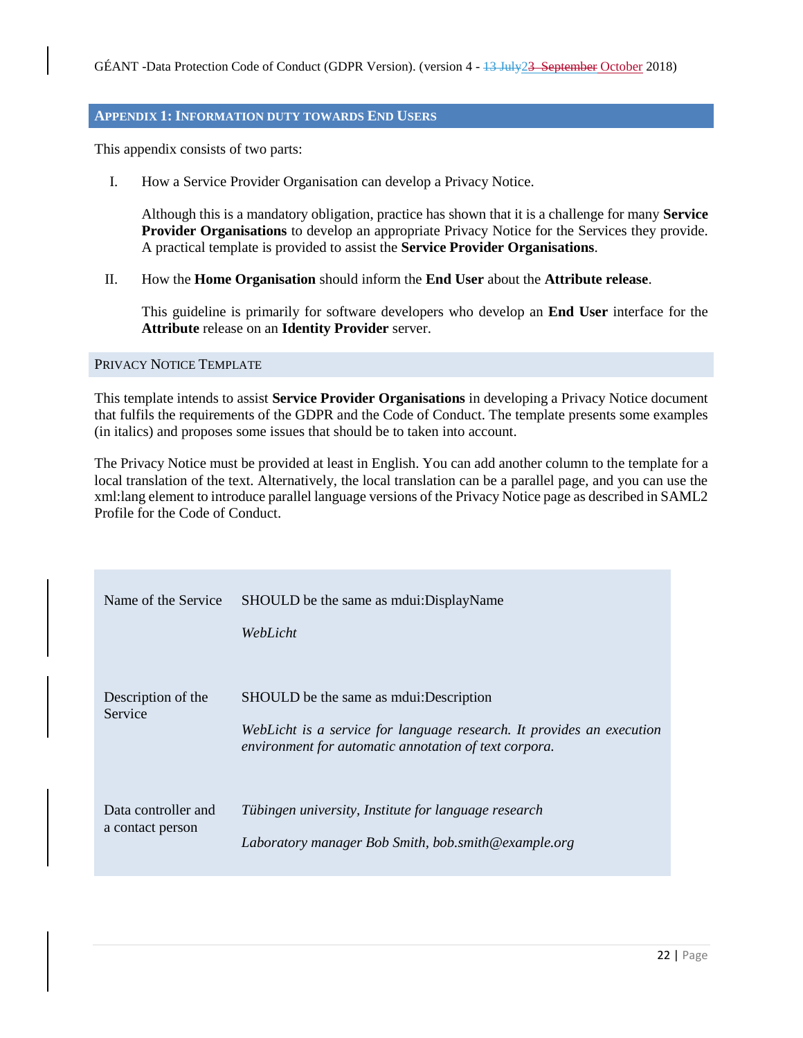## Appendix 1: Information duty towards End Users

This appendix consists of two parts:

I. How a Service Provider Organisation can develop a Privacy Notice.

   Although this is a mandatory obligation, practice has shown that it is a challenge for many **Service Provider Organisations** to develop an appropriate Privacy Notice for the Services they provide. A practical template is provided to assist the **Service Provider Organisations**.

II. How the **Home Organisation** should inform the **End User** about the **Attribute release**.

   This guideline is primarily for software developers who develop an **End User** interface for the **Attribute** release on an **Identity Provider** server.

### Privacy Notice Template

This template intends to assist **Service Provider Organisations** in developing a Privacy Notice document that fulfils the requirements of the GDPR and the Code of Conduct. The template presents some examples (in italics) and proposes some issues that should be to taken into account.

The Privacy Notice must be provided at least in English. You can add another column to the template for a local translation of the text. Alternatively, the local translation can be a parallel page, and you can use the xml:lang element to introduce parallel language versions of the Privacy Notice page as described in SAML2 Profile for the Code of Conduct.

| | |
|---|---|
| Name of the Service | SHOULD be the same as mdui:DisplayName<br><br>*WebLicht* |
| Description of the Service | SHOULD be the same as mdui:Description<br><br>*WebLicht is a service for language research. It provides an execution environment for automatic annotation of text corpora.* |
| Data controller and a contact person | *Tübingen university, Institute for language research*<br><br>*Laboratory manager Bob Smith, bob.smith@example.org* |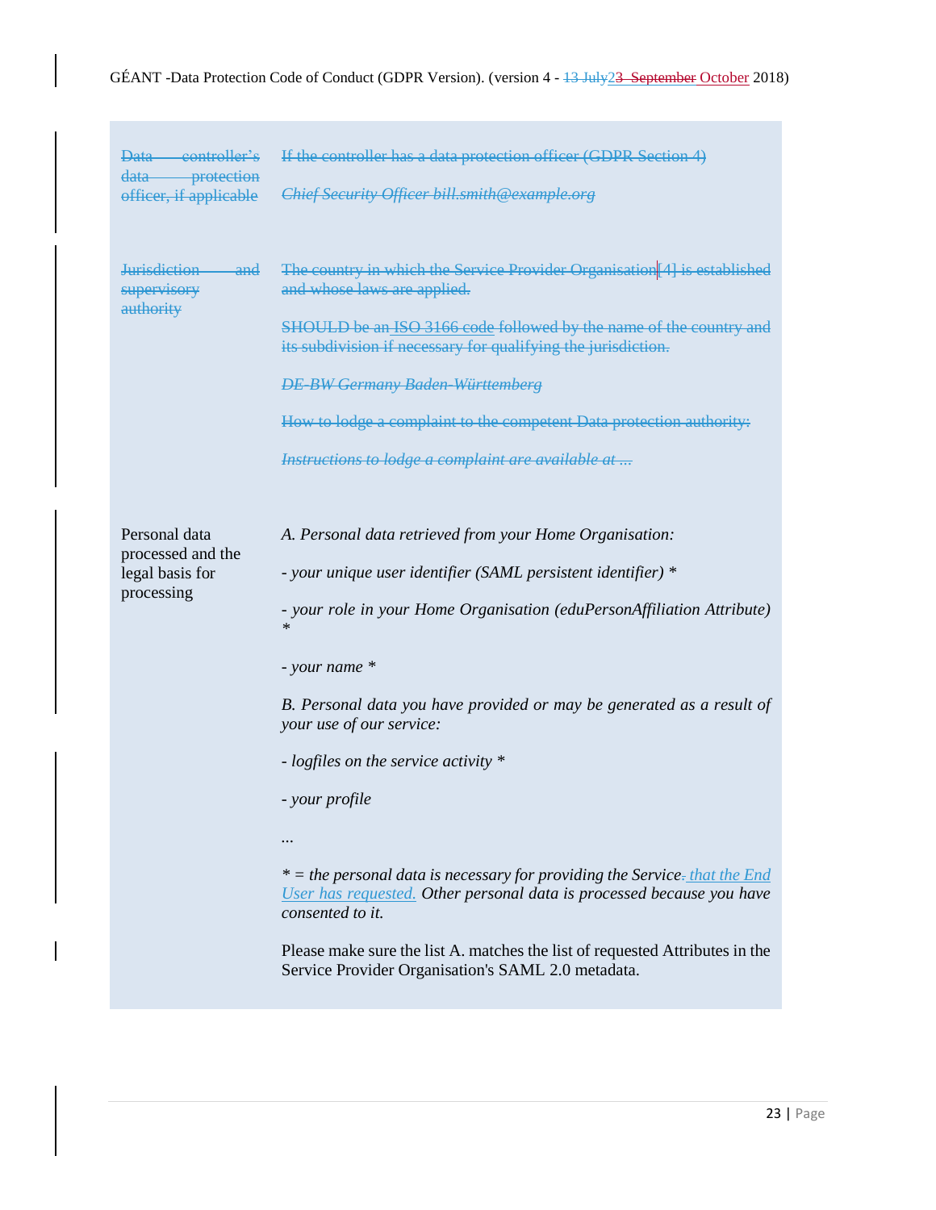| | |
|---|---|
| ~~Data controller's data protection officer, if applicable~~ | ~~If the controller has a data protection officer (GDPR Section 4)~~<br><br>~~*Chief Security Officer bill.smith@example.org*~~ |
| ~~Jurisdiction and supervisory authority~~ | ~~The country in which the Service Provider Organisation[4] is established and whose laws are applied.~~<br><br>~~SHOULD be an ISO 3166 code followed by the name of the country and its subdivision if necessary for qualifying the jurisdiction.~~<br><br>~~*DE-BW Germany Baden-Württemberg*~~<br><br>~~How to lodge a complaint to the competent Data protection authority:~~<br><br>~~*Instructions to lodge a complaint are available at ...*~~ |
| Personal data processed and the legal basis for processing | *A. Personal data retrieved from your Home Organisation:*<br><br>*- your unique user identifier (SAML persistent identifier) **<br><br>*- your role in your Home Organisation (eduPersonAffiliation Attribute) **<br><br>*- your name **<br><br>*B. Personal data you have provided or may be generated as a result of your use of our service:*<br><br>*- logfiles on the service activity **<br><br>*- your profile*<br><br>*...*<br><br>** = the personal data is necessary for providing the Service~~.~~ that the End User has requested. Other personal data is processed because you have consented to it.*<br><br>Please make sure the list A. matches the list of requested Attributes in the Service Provider Organisation's SAML 2.0 metadata. |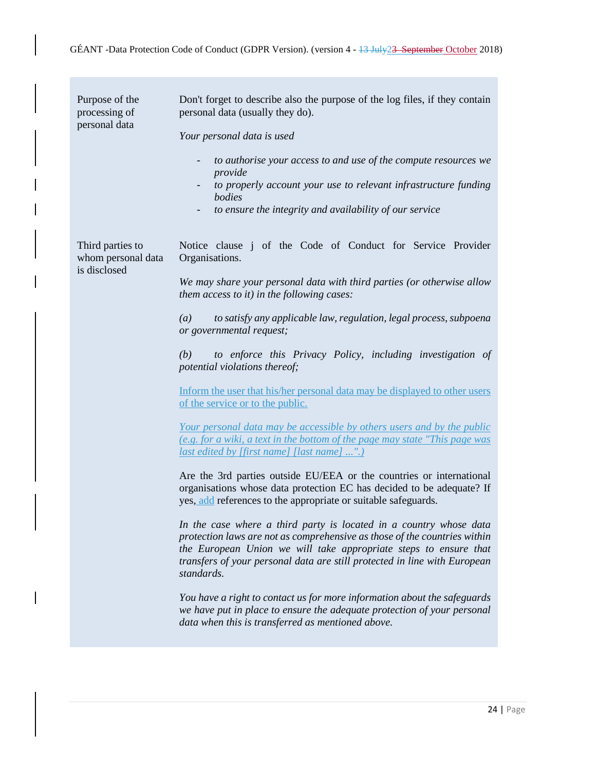| | |
|---|---|
| Purpose of the processing of personal data | Don't forget to describe also the purpose of the log files, if they contain personal data (usually they do).<br><br>*Your personal data is used*<br><br>- *to authorise your access to and use of the compute resources we provide*<br>- *to properly account your use to relevant infrastructure funding bodies*<br>- *to ensure the integrity and availability of our service* |
| Third parties to whom personal data is disclosed | Notice clause j of the Code of Conduct for Service Provider Organisations.<br><br>*We may share your personal data with third parties (or otherwise allow them access to it) in the following cases:*<br><br>*(a) to satisfy any applicable law, regulation, legal process, subpoena or governmental request;*<br><br>*(b) to enforce this Privacy Policy, including investigation of potential violations thereof;*<br><br>Inform the user that his/her personal data may be displayed to other users of the service or to the public.<br><br>*Your personal data may be accessible by others users and by the public (e.g. for a wiki, a text in the bottom of the page may state "This page was last edited by [first name] [last name] ...".)*<br><br>Are the 3rd parties outside EU/EEA or the countries or international organisations whose data protection EC has decided to be adequate? If yes, add references to the appropriate or suitable safeguards.<br><br>*In the case where a third party is located in a country whose data protection laws are not as comprehensive as those of the countries within the European Union we will take appropriate steps to ensure that transfers of your personal data are still protected in line with European standards.*<br><br>*You have a right to contact us for more information about the safeguards we have put in place to ensure the adequate protection of your personal data when this is transferred as mentioned above.* |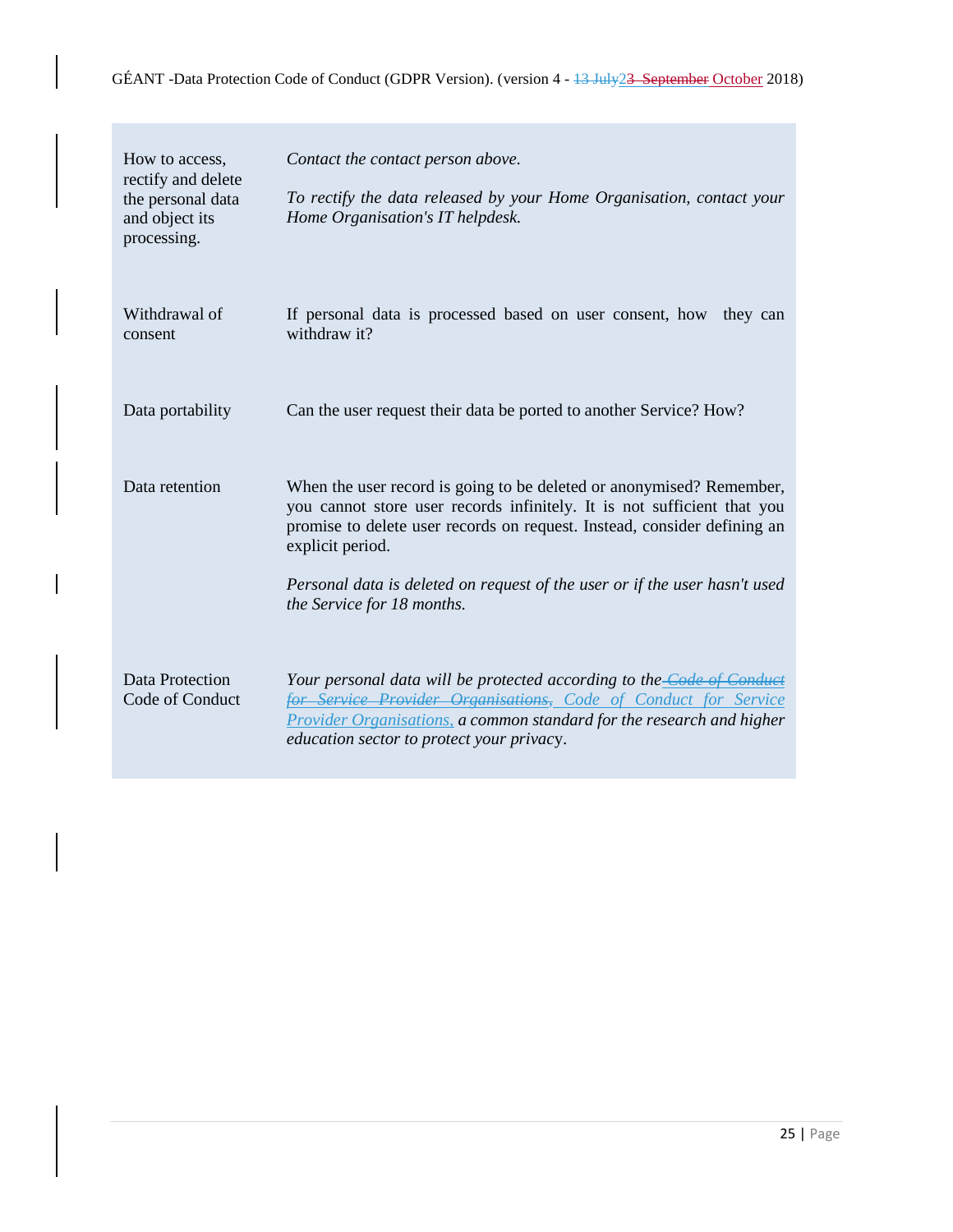| | |
|---|---|
| How to access, rectify and delete the personal data and object its processing. | *Contact the contact person above.*<br><br>*To rectify the data released by your Home Organisation, contact your Home Organisation's IT helpdesk.* |
| Withdrawal of consent | If personal data is processed based on user consent, how they can withdraw it? |
| Data portability | Can the user request their data be ported to another Service? How? |
| Data retention | When the user record is going to be deleted or anonymised? Remember, you cannot store user records infinitely. It is not sufficient that you promise to delete user records on request. Instead, consider defining an explicit period.<br><br>*Personal data is deleted on request of the user or if the user hasn't used the Service for 18 months.* |
| Data Protection Code of Conduct | *Your personal data will be protected according to the ~~Code of Conduct for Service Provider Organisations,~~ Code of Conduct for Service Provider Organisations, a common standard for the research and higher education sector to protect your privacy.* |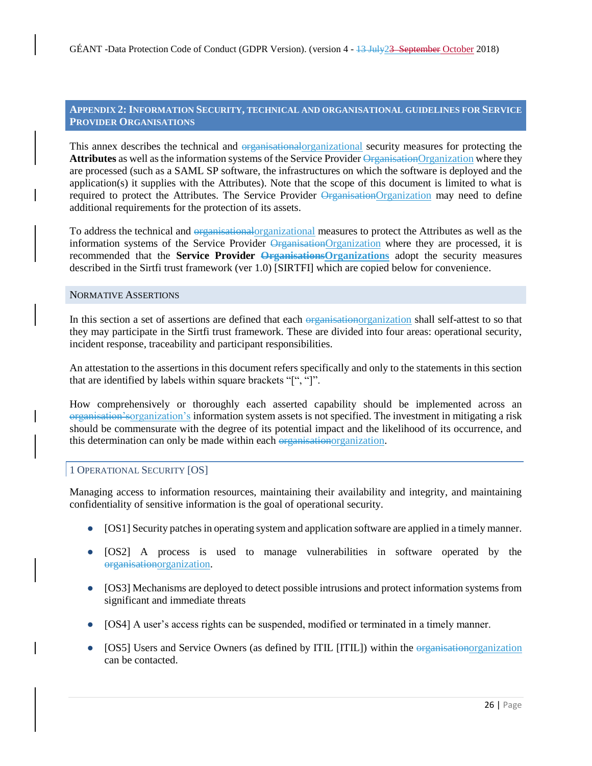## APPENDIX 2: INFORMATION SECURITY, TECHNICAL AND ORGANISATIONAL GUIDELINES FOR SERVICE PROVIDER ORGANISATIONS

This annex describes the technical and organizational security measures for protecting the **Attributes** as well as the information systems of the Service Provider Organization where they are processed (such as a SAML SP software, the infrastructures on which the software is deployed and the application(s) it supplies with the Attributes). Note that the scope of this document is limited to what is required to protect the Attributes. The Service Provider Organization may need to define additional requirements for the protection of its assets.

To address the technical and organizational measures to protect the Attributes as well as the information systems of the Service Provider Organization where they are processed, it is recommended that the **Service Provider Organizations** adopt the security measures described in the Sirtfi trust framework (ver 1.0) [SIRTFI] which are copied below for convenience.

### NORMATIVE ASSERTIONS

In this section a set of assertions are defined that each organization shall self-attest to so that they may participate in the Sirtfi trust framework. These are divided into four areas: operational security, incident response, traceability and participant responsibilities.

An attestation to the assertions in this document refers specifically and only to the statements in this section that are identified by labels within square brackets "[", "]".

How comprehensively or thoroughly each asserted capability should be implemented across an organization's information system assets is not specified. The investment in mitigating a risk should be commensurate with the degree of its potential impact and the likelihood of its occurrence, and this determination can only be made within each organization.

### 1 OPERATIONAL SECURITY [OS]

Managing access to information resources, maintaining their availability and integrity, and maintaining confidentiality of sensitive information is the goal of operational security.

- [OS1] Security patches in operating system and application software are applied in a timely manner.
- [OS2] A process is used to manage vulnerabilities in software operated by the organization.
- [OS3] Mechanisms are deployed to detect possible intrusions and protect information systems from significant and immediate threats
- [OS4] A user's access rights can be suspended, modified or terminated in a timely manner.
- [OS5] Users and Service Owners (as defined by ITIL [ITIL]) within the organization can be contacted.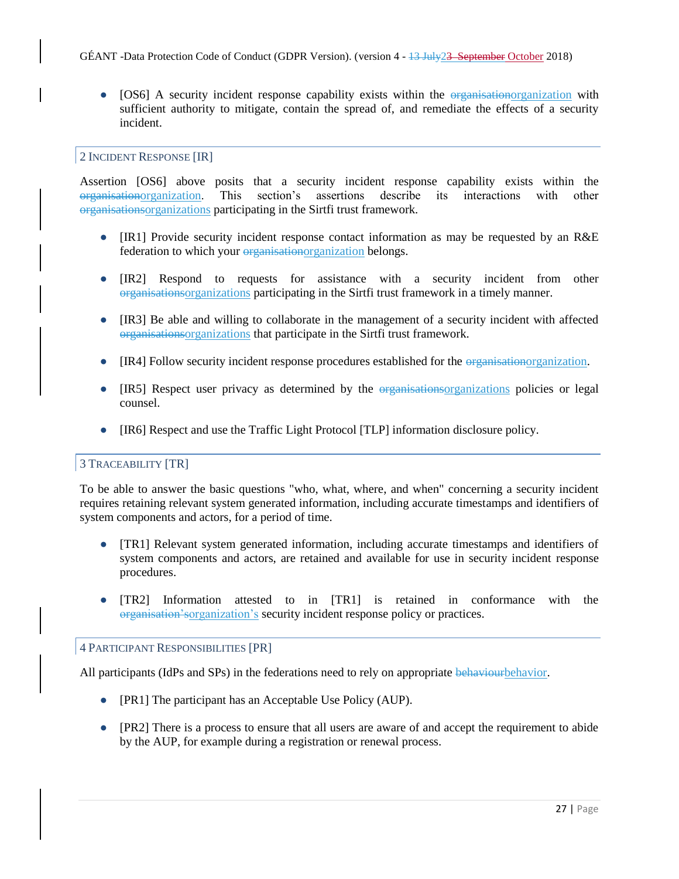- [OS6] A security incident response capability exists within the ~~organisation~~organization with sufficient authority to mitigate, contain the spread of, and remediate the effects of a security incident.

## 2 Incident Response [IR]

Assertion [OS6] above posits that a security incident response capability exists within the ~~organisation~~organization. This section's assertions describe its interactions with other ~~organisations~~organizations participating in the Sirtfi trust framework.

- [IR1] Provide security incident response contact information as may be requested by an R&E federation to which your ~~organisation~~organization belongs.
- [IR2] Respond to requests for assistance with a security incident from other ~~organisations~~organizations participating in the Sirtfi trust framework in a timely manner.
- [IR3] Be able and willing to collaborate in the management of a security incident with affected ~~organisations~~organizations that participate in the Sirtfi trust framework.
- [IR4] Follow security incident response procedures established for the ~~organisation~~organization.
- [IR5] Respect user privacy as determined by the ~~organisations~~organizations policies or legal counsel.
- [IR6] Respect and use the Traffic Light Protocol [TLP] information disclosure policy.

## 3 Traceability [TR]

To be able to answer the basic questions "who, what, where, and when" concerning a security incident requires retaining relevant system generated information, including accurate timestamps and identifiers of system components and actors, for a period of time.

- [TR1] Relevant system generated information, including accurate timestamps and identifiers of system components and actors, are retained and available for use in security incident response procedures.
- [TR2] Information attested to in [TR1] is retained in conformance with the ~~organisation's~~organization's security incident response policy or practices.

## 4 Participant Responsibilities [PR]

All participants (IdPs and SPs) in the federations need to rely on appropriate ~~behaviour~~behavior.

- [PR1] The participant has an Acceptable Use Policy (AUP).
- [PR2] There is a process to ensure that all users are aware of and accept the requirement to abide by the AUP, for example during a registration or renewal process.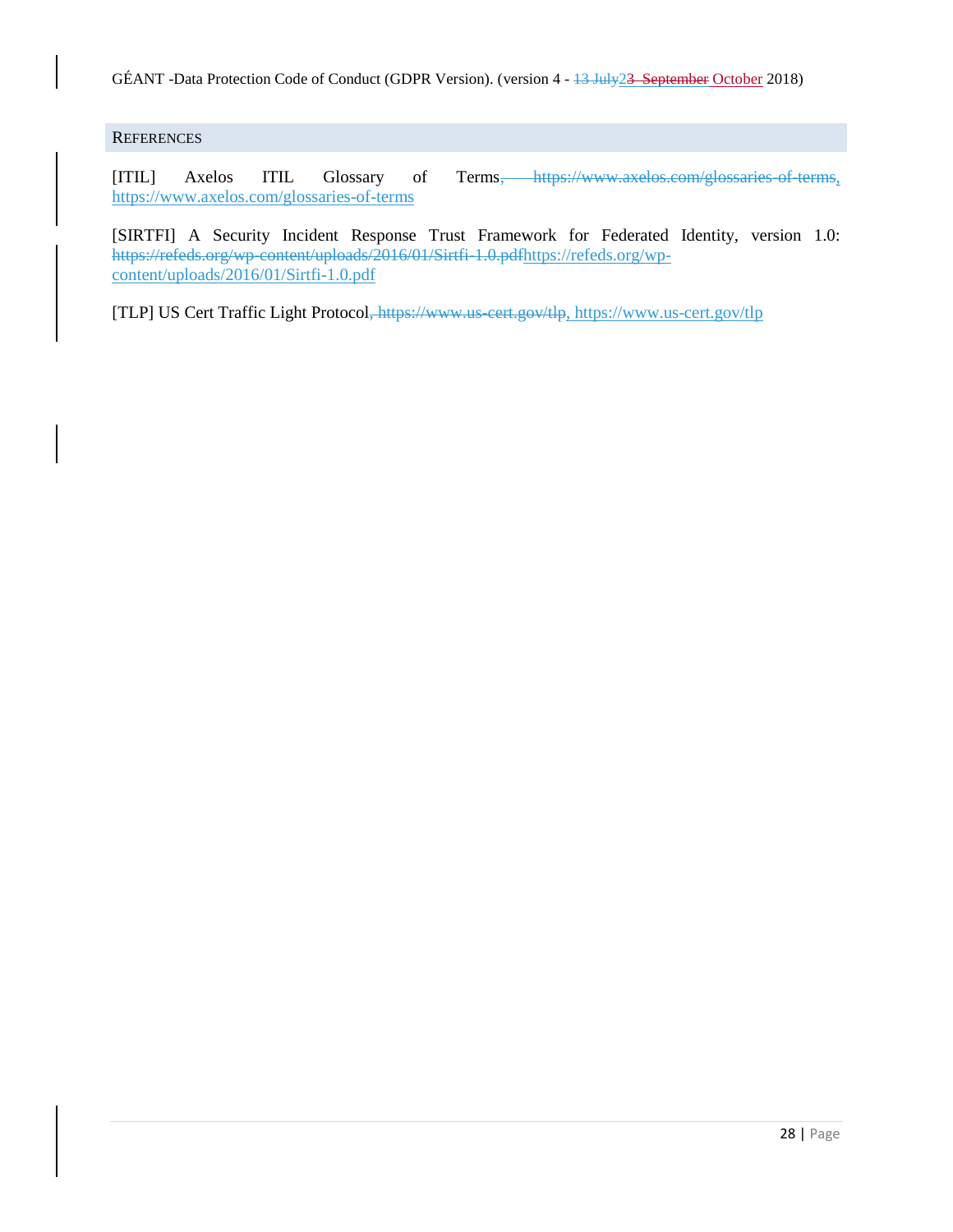## REFERENCES

[ITIL] Axelos ITIL Glossary of Terms, https://www.axelos.com/glossaries-of-terms

[SIRTFI] A Security Incident Response Trust Framework for Federated Identity, version 1.0: https://refeds.org/wp-content/uploads/2016/01/Sirtfi-1.0.pdf

[TLP] US Cert Traffic Light Protocol, https://www.us-cert.gov/tlp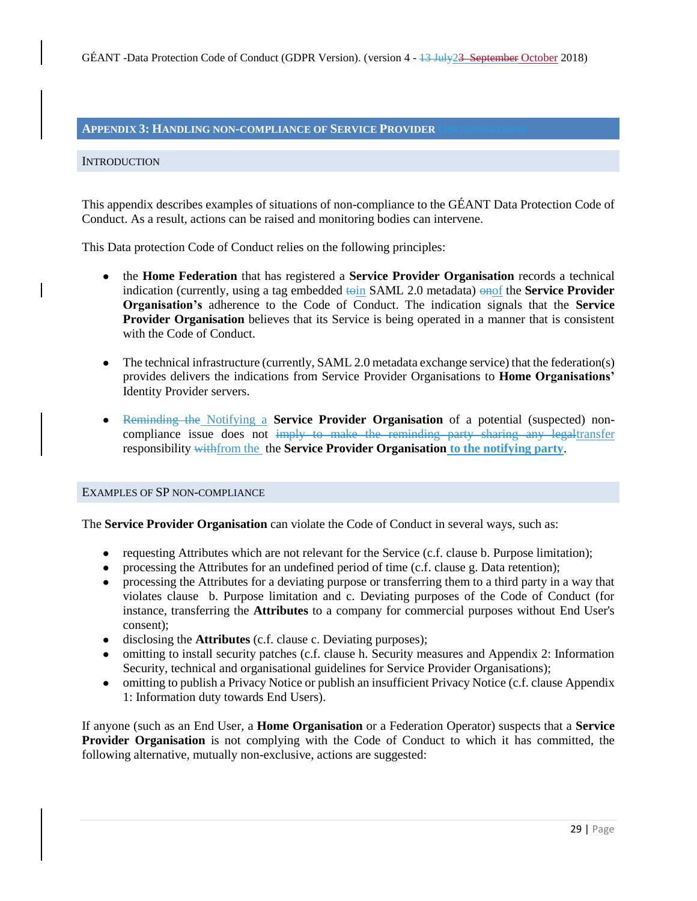## Appendix 3: Handling non-compliance of Service Provider ~~Organisations~~

### Introduction

This appendix describes examples of situations of non-compliance to the GÉANT Data Protection Code of Conduct. As a result, actions can be raised and monitoring bodies can intervene.

This Data protection Code of Conduct relies on the following principles:

- the **Home Federation** that has registered a **Service Provider Organisation** records a technical indication (currently, using a tag embedded ~~to~~in SAML 2.0 metadata) ~~on~~of the **Service Provider Organisation's** adherence to the Code of Conduct. The indication signals that the **Service Provider Organisation** believes that its Service is being operated in a manner that is consistent with the Code of Conduct.

- The technical infrastructure (currently, SAML 2.0 metadata exchange service) that the federation(s) provides delivers the indications from Service Provider Organisations to **Home Organisations'** Identity Provider servers.

- ~~Reminding the~~ Notifying a **Service Provider Organisation** of a potential (suspected) non-compliance issue does not ~~imply to make the reminding party sharing any legal~~transfer responsibility ~~with~~from the the **Service Provider Organisation** **to the notifying party**.

### Examples of SP non-compliance

The **Service Provider Organisation** can violate the Code of Conduct in several ways, such as:

- requesting Attributes which are not relevant for the Service (c.f. clause b. Purpose limitation);
- processing the Attributes for an undefined period of time (c.f. clause g. Data retention);
- processing the Attributes for a deviating purpose or transferring them to a third party in a way that violates clause b. Purpose limitation and c. Deviating purposes of the Code of Conduct (for instance, transferring the **Attributes** to a company for commercial purposes without End User's consent);
- disclosing the **Attributes** (c.f. clause c. Deviating purposes);
- omitting to install security patches (c.f. clause h. Security measures and Appendix 2: Information Security, technical and organisational guidelines for Service Provider Organisations);
- omitting to publish a Privacy Notice or publish an insufficient Privacy Notice (c.f. clause Appendix 1: Information duty towards End Users).

If anyone (such as an End User, a **Home Organisation** or a Federation Operator) suspects that a **Service Provider Organisation** is not complying with the Code of Conduct to which it has committed, the following alternative, mutually non-exclusive, actions are suggested: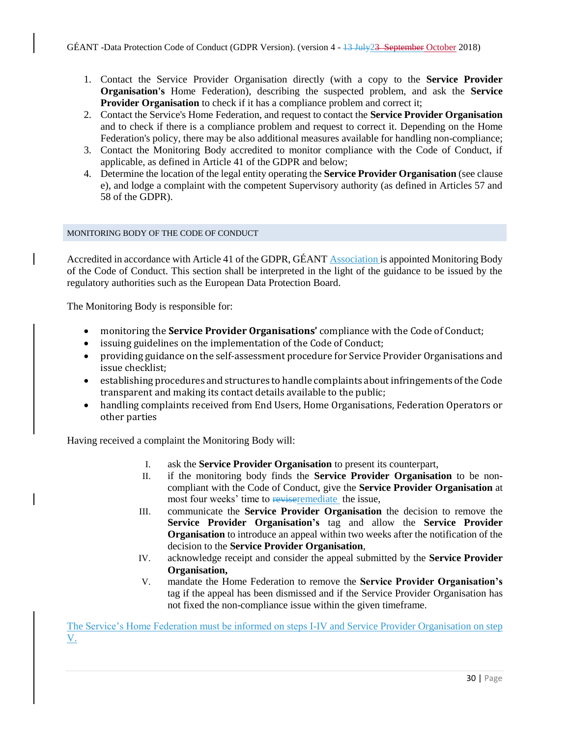1. Contact the Service Provider Organisation directly (with a copy to the **Service Provider Organisation's** Home Federation), describing the suspected problem, and ask the **Service Provider Organisation** to check if it has a compliance problem and correct it;
2. Contact the Service's Home Federation, and request to contact the **Service Provider Organisation** and to check if there is a compliance problem and request to correct it. Depending on the Home Federation's policy, there may be also additional measures available for handling non-compliance;
3. Contact the Monitoring Body accredited to monitor compliance with the Code of Conduct, if applicable, as defined in Article 41 of the GDPR and below;
4. Determine the location of the legal entity operating the **Service Provider Organisation** (see clause e), and lodge a complaint with the competent Supervisory authority (as defined in Articles 57 and 58 of the GDPR).

## MONITORING BODY OF THE CODE OF CONDUCT

Accredited in accordance with Article 41 of the GDPR, GÉANT Association is appointed Monitoring Body of the Code of Conduct. This section shall be interpreted in the light of the guidance to be issued by the regulatory authorities such as the European Data Protection Board.

The Monitoring Body is responsible for:

- monitoring the **Service Provider Organisations'** compliance with the Code of Conduct;
- issuing guidelines on the implementation of the Code of Conduct;
- providing guidance on the self-assessment procedure for Service Provider Organisations and issue checklist;
- establishing procedures and structures to handle complaints about infringements of the Code transparent and making its contact details available to the public;
- handling complaints received from End Users, Home Organisations, Federation Operators or other parties

Having received a complaint the Monitoring Body will:

I. ask the **Service Provider Organisation** to present its counterpart,
II. if the monitoring body finds the **Service Provider Organisation** to be non-compliant with the Code of Conduct, give the **Service Provider Organisation** at most four weeks' time to ~~revise~~remediate the issue,
III. communicate the **Service Provider Organisation** the decision to remove the **Service Provider Organisation's** tag and allow the **Service Provider Organisation** to introduce an appeal within two weeks after the notification of the decision to the **Service Provider Organisation**,
IV. acknowledge receipt and consider the appeal submitted by the **Service Provider Organisation,**
V. mandate the Home Federation to remove the **Service Provider Organisation's** tag if the appeal has been dismissed and if the Service Provider Organisation has not fixed the non-compliance issue within the given timeframe.

The Service's Home Federation must be informed on steps I-IV and Service Provider Organisation on step V.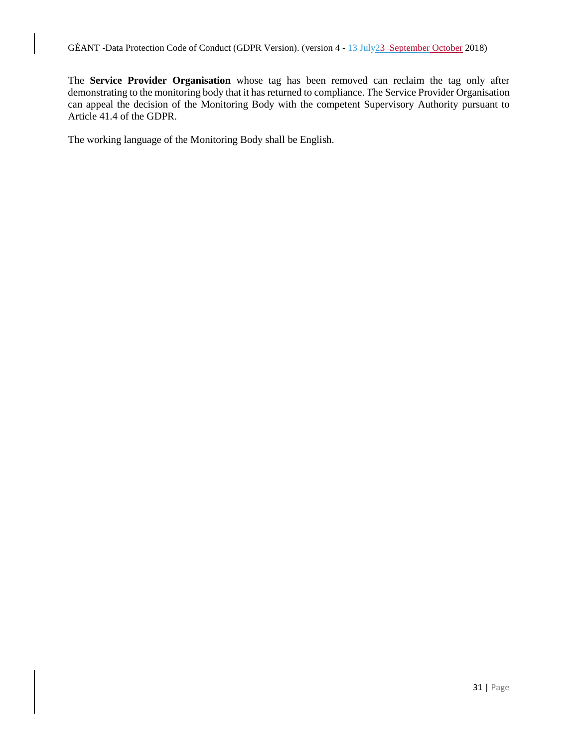The **Service Provider Organisation** whose tag has been removed can reclaim the tag only after demonstrating to the monitoring body that it has returned to compliance. The Service Provider Organisation can appeal the decision of the Monitoring Body with the competent Supervisory Authority pursuant to Article 41.4 of the GDPR.

The working language of the Monitoring Body shall be English.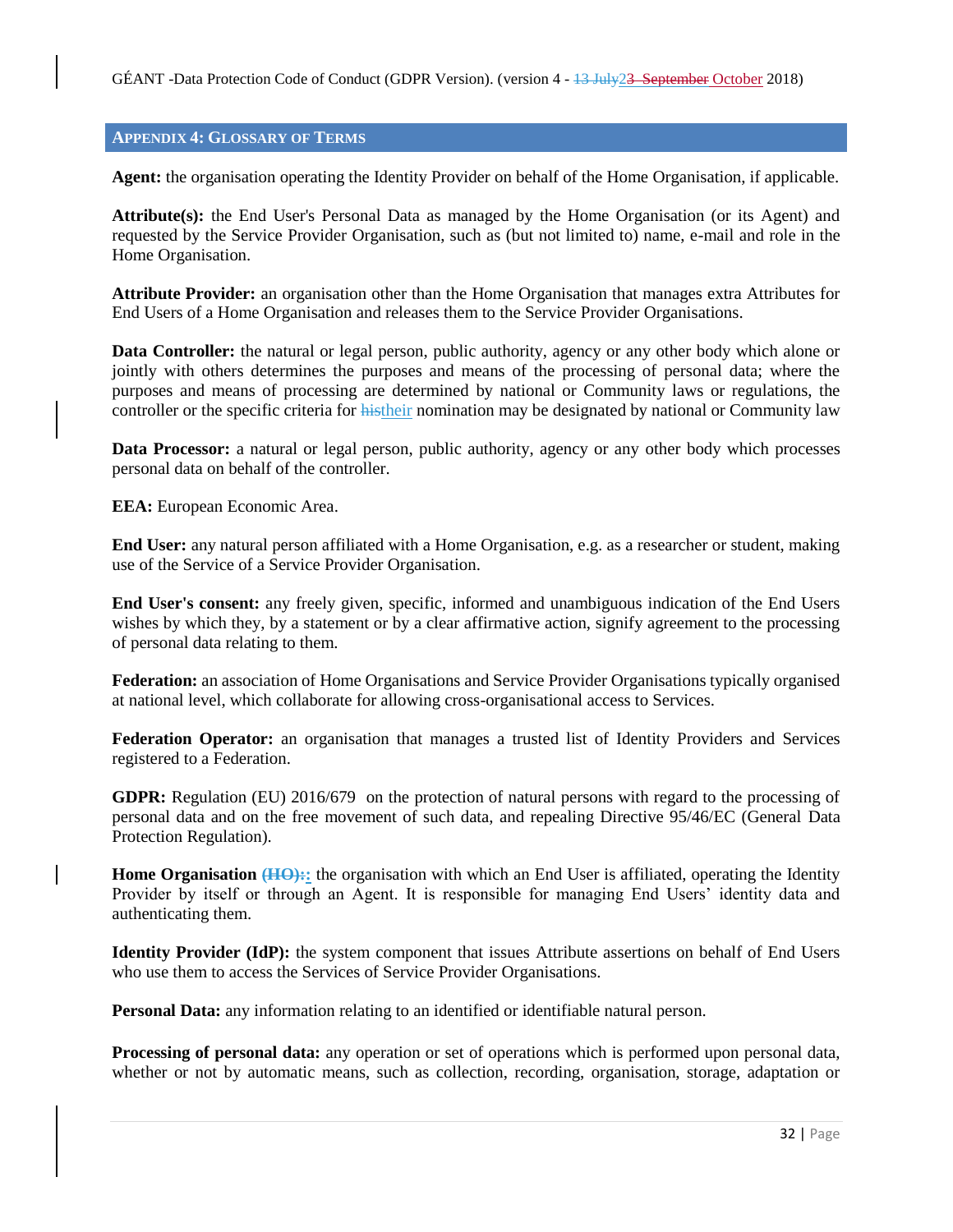## APPENDIX 4: GLOSSARY OF TERMS

**Agent:** the organisation operating the Identity Provider on behalf of the Home Organisation, if applicable.

**Attribute(s):** the End User's Personal Data as managed by the Home Organisation (or its Agent) and requested by the Service Provider Organisation, such as (but not limited to) name, e-mail and role in the Home Organisation.

**Attribute Provider:** an organisation other than the Home Organisation that manages extra Attributes for End Users of a Home Organisation and releases them to the Service Provider Organisations.

**Data Controller:** the natural or legal person, public authority, agency or any other body which alone or jointly with others determines the purposes and means of the processing of personal data; where the purposes and means of processing are determined by national or Community laws or regulations, the controller or the specific criteria for ~~his~~their nomination may be designated by national or Community law

**Data Processor:** a natural or legal person, public authority, agency or any other body which processes personal data on behalf of the controller.

**EEA:** European Economic Area.

**End User:** any natural person affiliated with a Home Organisation, e.g. as a researcher or student, making use of the Service of a Service Provider Organisation.

**End User's consent:** any freely given, specific, informed and unambiguous indication of the End Users wishes by which they, by a statement or by a clear affirmative action, signify agreement to the processing of personal data relating to them.

**Federation:** an association of Home Organisations and Service Provider Organisations typically organised at national level, which collaborate for allowing cross-organisational access to Services.

**Federation Operator:** an organisation that manages a trusted list of Identity Providers and Services registered to a Federation.

**GDPR:** Regulation (EU) 2016/679 on the protection of natural persons with regard to the processing of personal data and on the free movement of such data, and repealing Directive 95/46/EC (General Data Protection Regulation).

**Home Organisation ~~(HO):~~:** the organisation with which an End User is affiliated, operating the Identity Provider by itself or through an Agent. It is responsible for managing End Users' identity data and authenticating them.

**Identity Provider (IdP):** the system component that issues Attribute assertions on behalf of End Users who use them to access the Services of Service Provider Organisations.

**Personal Data:** any information relating to an identified or identifiable natural person.

**Processing of personal data:** any operation or set of operations which is performed upon personal data, whether or not by automatic means, such as collection, recording, organisation, storage, adaptation or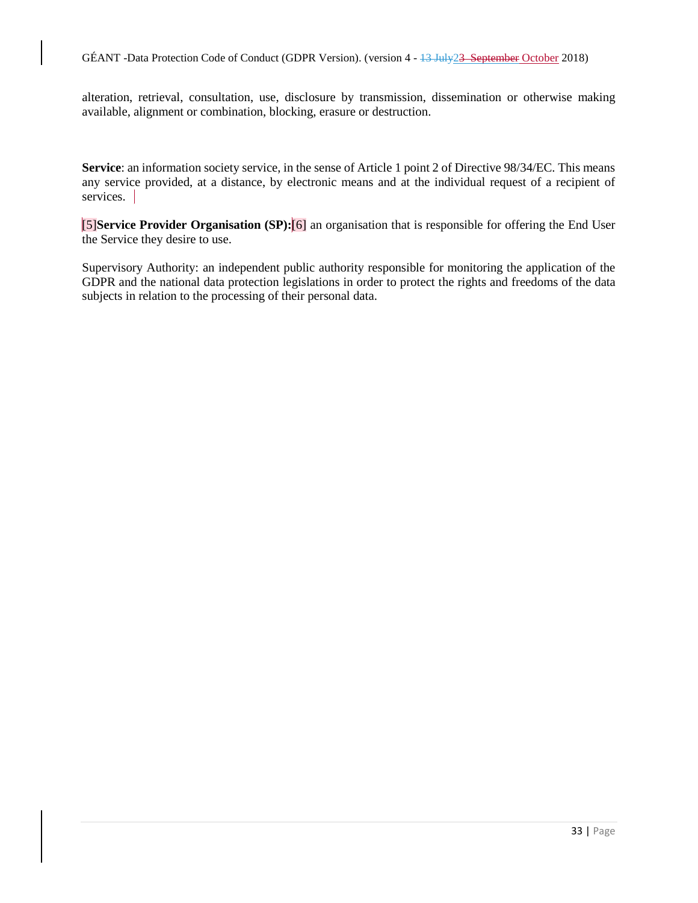alteration, retrieval, consultation, use, disclosure by transmission, dissemination or otherwise making available, alignment or combination, blocking, erasure or destruction.

**Service**: an information society service, in the sense of Article 1 point 2 of Directive 98/34/EC. This means any service provided, at a distance, by electronic means and at the individual request of a recipient of services.

[5]**Service Provider Organisation (SP):**[6] an organisation that is responsible for offering the End User the Service they desire to use.

Supervisory Authority: an independent public authority responsible for monitoring the application of the GDPR and the national data protection legislations in order to protect the rights and freedoms of the data subjects in relation to the processing of their personal data.